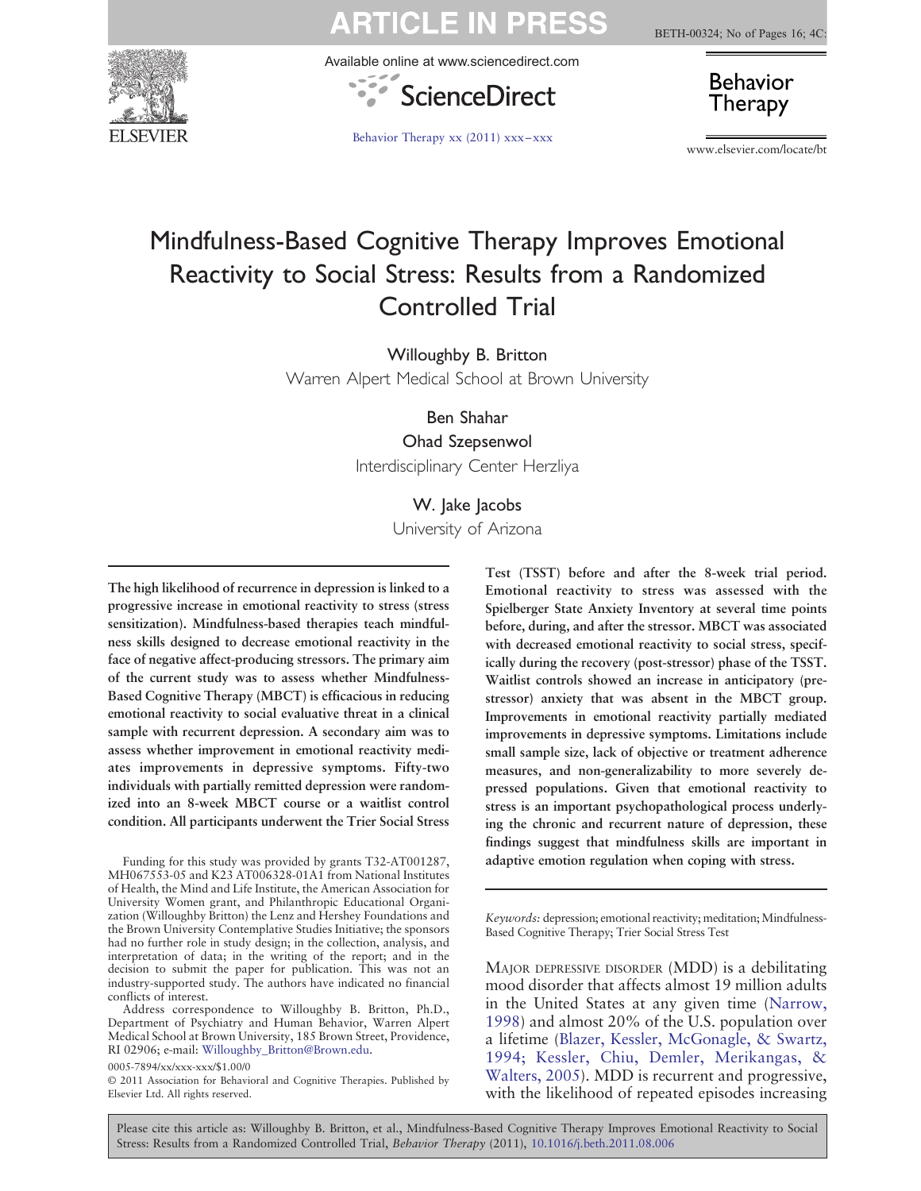# Mindfulness-Based Cognitive Therapy Improves Emotional Reactivity to Social Stress: Results from a Randomized Controlled Trial

Willoughby B. Britton
Warren Alpert Medical School at Brown University

Ben Shahar
Ohad Szepsenwol
Interdisciplinary Center Herzliya

W. Jake Jacobs
University of Arizona

**The high likelihood of recurrence in depression is linked to a progressive increase in emotional reactivity to stress (stress sensitization). Mindfulness-based therapies teach mindfulness skills designed to decrease emotional reactivity in the face of negative affect-producing stressors. The primary aim of the current study was to assess whether Mindfulness-Based Cognitive Therapy (MBCT) is efficacious in reducing emotional reactivity to social evaluative threat in a clinical sample with recurrent depression. A secondary aim was to assess whether improvement in emotional reactivity mediates improvements in depressive symptoms. Fifty-two individuals with partially remitted depression were randomized into an 8-week MBCT course or a waitlist control condition. All participants underwent the Trier Social Stress Test (TSST) before and after the 8-week trial period. Emotional reactivity to stress was assessed with the Spielberger State Anxiety Inventory at several time points before, during, and after the stressor. MBCT was associated with decreased emotional reactivity to social stress, specifically during the recovery (post-stressor) phase of the TSST. Waitlist controls showed an increase in anticipatory (pre-stressor) anxiety that was absent in the MBCT group. Improvements in emotional reactivity partially mediated improvements in depressive symptoms. Limitations include small sample size, lack of objective or treatment adherence measures, and non-generalizability to more severely depressed populations. Given that emotional reactivity to stress is an important psychopathological process underlying the chronic and recurrent nature of depression, these findings suggest that mindfulness skills are important in adaptive emotion regulation when coping with stress.**

*Keywords:* depression; emotional reactivity; meditation; Mindfulness-Based Cognitive Therapy; Trier Social Stress Test

Funding for this study was provided by grants T32-AT001287, MH067553-05 and K23 AT006328-01A1 from National Institutes of Health, the Mind and Life Institute, the American Association for University Women grant, and Philanthropic Educational Organization (Willoughby Britton) the Lenz and Hershey Foundations and the Brown University Contemplative Studies Initiative; the sponsors had no further role in study design; in the collection, analysis, and interpretation of data; in the writing of the report; and in the decision to submit the paper for publication. This was not an industry-supported study. The authors have indicated no financial conflicts of interest.

Address correspondence to Willoughby B. Britton, Ph.D., Department of Psychiatry and Human Behavior, Warren Alpert Medical School at Brown University, 185 Brown Street, Providence, RI 02906; e-mail: Willoughby_Britton@Brown.edu.

0005-7894/xx/xxx-xxx/$1.00/0

© 2011 Association for Behavioral and Cognitive Therapies. Published by Elsevier Ltd. All rights reserved.

Major depressive disorder (MDD) is a debilitating mood disorder that affects almost 19 million adults in the United States at any given time (Narrow, 1998) and almost 20% of the U.S. population over a lifetime (Blazer, Kessler, McGonagle, & Swartz, 1994; Kessler, Chiu, Demler, Merikangas, & Walters, 2005). MDD is recurrent and progressive, with the likelihood of repeated episodes increasing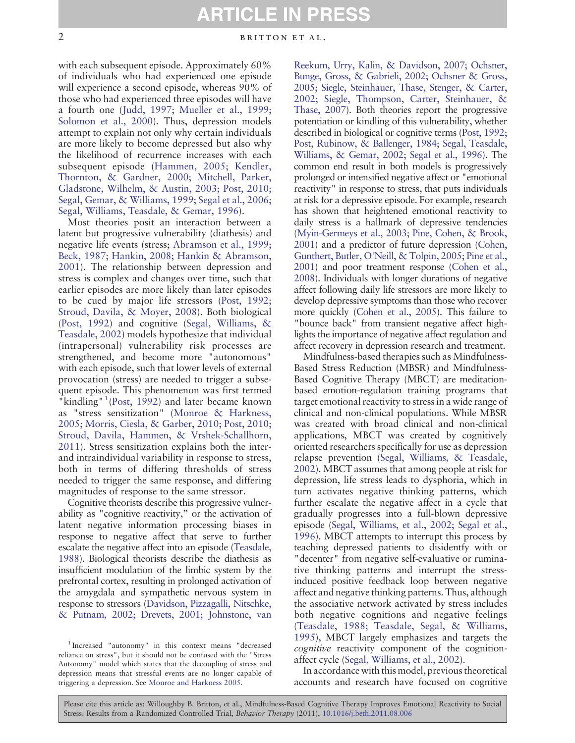with each subsequent episode. Approximately 60% of individuals who had experienced one episode will experience a second episode, whereas 90% of those who had experienced three episodes will have a fourth one (Judd, 1997; Mueller et al., 1999; Solomon et al., 2000). Thus, depression models attempt to explain not only why certain individuals are more likely to become depressed but also why the likelihood of recurrence increases with each subsequent episode (Hammen, 2005; Kendler, Thornton, & Gardner, 2000; Mitchell, Parker, Gladstone, Wilhelm, & Austin, 2003; Post, 2010; Segal, Gemar, & Williams, 1999; Segal et al., 2006; Segal, Williams, Teasdale, & Gemar, 1996).

Most theories posit an interaction between a latent but progressive vulnerability (diathesis) and negative life events (stress; Abramson et al., 1999; Beck, 1987; Hankin, 2008; Hankin & Abramson, 2001). The relationship between depression and stress is complex and changes over time, such that earlier episodes are more likely than later episodes to be cued by major life stressors (Post, 1992; Stroud, Davila, & Moyer, 2008). Both biological (Post, 1992) and cognitive (Segal, Williams, & Teasdale, 2002) models hypothesize that individual (intrapersonal) vulnerability risk processes are strengthened, and become more "autonomous" with each episode, such that lower levels of external provocation (stress) are needed to trigger a subsequent episode. This phenomenon was first termed "kindling"[1] (Post, 1992) and later became known as "stress sensitization" (Monroe & Harkness, 2005; Morris, Ciesla, & Garber, 2010; Post, 2010; Stroud, Davila, Hammen, & Vrshek-Schallhorn, 2011). Stress sensitization explains both the inter- and intraindividual variability in response to stress, both in terms of differing thresholds of stress needed to trigger the same response, and differing magnitudes of response to the same stressor.

Cognitive theorists describe this progressive vulnerability as "cognitive reactivity," or the activation of latent negative information processing biases in response to negative affect that serve to further escalate the negative affect into an episode (Teasdale, 1988). Biological theorists describe the diathesis as insufficient modulation of the limbic system by the prefrontal cortex, resulting in prolonged activation of the amygdala and sympathetic nervous system in response to stressors (Davidson, Pizzagalli, Nitschke, & Putnam, 2002; Drevets, 2001; Johnstone, van Reekum, Urry, Kalin, & Davidson, 2007; Ochsner, Bunge, Gross, & Gabrieli, 2002; Ochsner & Gross, 2005; Siegle, Steinhauer, Thase, Stenger, & Carter, 2002; Siegle, Thompson, Carter, Steinhauer, & Thase, 2007). Both theories report the progressive potentiation or kindling of this vulnerability, whether described in biological or cognitive terms (Post, 1992; Post, Rubinow, & Ballenger, 1984; Segal, Teasdale, Williams, & Gemar, 2002; Segal et al., 1996). The common end result in both models is progressively prolonged or intensified negative affect or "emotional reactivity" in response to stress, that puts individuals at risk for a depressive episode. For example, research has shown that heightened emotional reactivity to daily stress is a hallmark of depressive tendencies (Myin-Germeys et al., 2003; Pine, Cohen, & Brook, 2001) and a predictor of future depression (Cohen, Gunthert, Butler, O'Neill, & Tolpin, 2005; Pine et al., 2001) and poor treatment response (Cohen et al., 2008). Individuals with longer durations of negative affect following daily life stressors are more likely to develop depressive symptoms than those who recover more quickly (Cohen et al., 2005). This failure to "bounce back" from transient negative affect highlights the importance of negative affect regulation and affect recovery in depression research and treatment.

Mindfulness-based therapies such as Mindfulness-Based Stress Reduction (MBSR) and Mindfulness-Based Cognitive Therapy (MBCT) are meditation-based emotion-regulation training programs that target emotional reactivity to stress in a wide range of clinical and non-clinical populations. While MBSR was created with broad clinical and non-clinical applications, MBCT was created by cognitively oriented researchers specifically for use as depression relapse prevention (Segal, Williams, & Teasdale, 2002). MBCT assumes that among people at risk for depression, life stress leads to dysphoria, which in turn activates negative thinking patterns, which further escalate the negative affect in a cycle that gradually progresses into a full-blown depressive episode (Segal, Williams, et al., 2002; Segal et al., 1996). MBCT attempts to interrupt this process by teaching depressed patients to disidentfy with or "decenter" from negative self-evaluative or ruminative thinking patterns and interrupt the stress-induced positive feedback loop between negative affect and negative thinking patterns. Thus, although the associative network activated by stress includes both negative cognitions and negative feelings (Teasdale, 1988; Teasdale, Segal, & Williams, 1995), MBCT largely emphasizes and targets the *cognitive* reactivity component of the cognition-affect cycle (Segal, Williams, et al., 2002).

In accordance with this model, previous theoretical accounts and research have focused on cognitive

[1] Increased "autonomy" in this context means "decreased reliance on stress", but it should not be confused with the "Stress Autonomy" model which states that the decoupling of stress and depression means that stressful events are no longer capable of triggering a depression. See Monroe and Harkness 2005.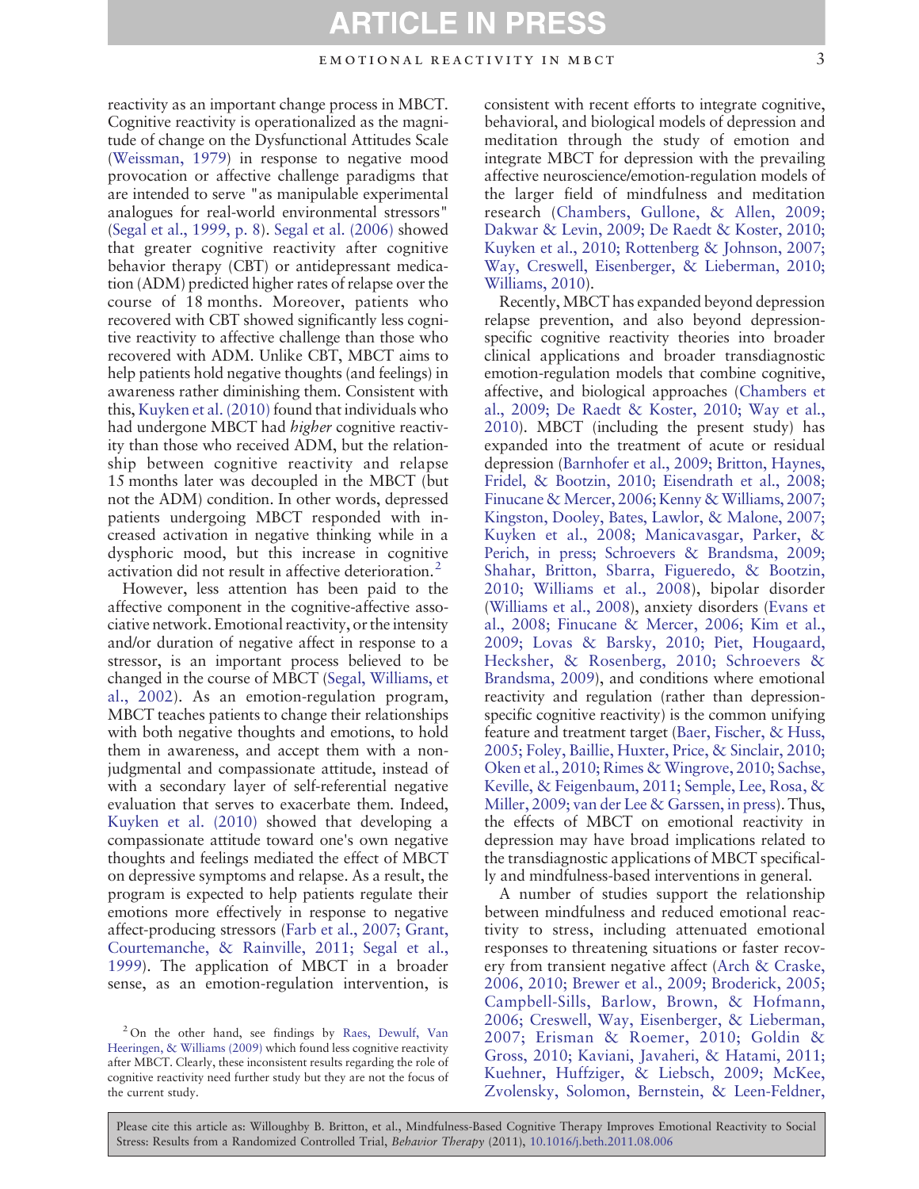reactivity as an important change process in MBCT. Cognitive reactivity is operationalized as the magnitude of change on the Dysfunctional Attitudes Scale (Weissman, 1979) in response to negative mood provocation or affective challenge paradigms that are intended to serve "as manipulable experimental analogues for real-world environmental stressors" (Segal et al., 1999, p. 8). Segal et al. (2006) showed that greater cognitive reactivity after cognitive behavior therapy (CBT) or antidepressant medication (ADM) predicted higher rates of relapse over the course of 18 months. Moreover, patients who recovered with CBT showed significantly less cognitive reactivity to affective challenge than those who recovered with ADM. Unlike CBT, MBCT aims to help patients hold negative thoughts (and feelings) in awareness rather diminishing them. Consistent with this, Kuyken et al. (2010) found that individuals who had undergone MBCT had *higher* cognitive reactivity than those who received ADM, but the relationship between cognitive reactivity and relapse 15 months later was decoupled in the MBCT (but not the ADM) condition. In other words, depressed patients undergoing MBCT responded with increased activation in negative thinking while in a dysphoric mood, but this increase in cognitive activation did not result in affective deterioration.[2]

However, less attention has been paid to the affective component in the cognitive-affective associative network. Emotional reactivity, or the intensity and/or duration of negative affect in response to a stressor, is an important process believed to be changed in the course of MBCT (Segal, Williams, et al., 2002). As an emotion-regulation program, MBCT teaches patients to change their relationships with both negative thoughts and emotions, to hold them in awareness, and accept them with a nonjudgmental and compassionate attitude, instead of with a secondary layer of self-referential negative evaluation that serves to exacerbate them. Indeed, Kuyken et al. (2010) showed that developing a compassionate attitude toward one's own negative thoughts and feelings mediated the effect of MBCT on depressive symptoms and relapse. As a result, the program is expected to help patients regulate their emotions more effectively in response to negative affect-producing stressors (Farb et al., 2007; Grant, Courtemanche, & Rainville, 2011; Segal et al., 1999). The application of MBCT in a broader sense, as an emotion-regulation intervention, is consistent with recent efforts to integrate cognitive, behavioral, and biological models of depression and meditation through the study of emotion and integrate MBCT for depression with the prevailing affective neuroscience/emotion-regulation models of the larger field of mindfulness and meditation research (Chambers, Gullone, & Allen, 2009; Dakwar & Levin, 2009; De Raedt & Koster, 2010; Kuyken et al., 2010; Rottenberg & Johnson, 2007; Way, Creswell, Eisenberger, & Lieberman, 2010; Williams, 2010).

Recently, MBCT has expanded beyond depression relapse prevention, and also beyond depression-specific cognitive reactivity theories into broader clinical applications and broader transdiagnostic emotion-regulation models that combine cognitive, affective, and biological approaches (Chambers et al., 2009; De Raedt & Koster, 2010; Way et al., 2010). MBCT (including the present study) has expanded into the treatment of acute or residual depression (Barnhofer et al., 2009; Britton, Haynes, Fridel, & Bootzin, 2010; Eisendrath et al., 2008; Finucane & Mercer, 2006; Kenny & Williams, 2007; Kingston, Dooley, Bates, Lawlor, & Malone, 2007; Kuyken et al., 2008; Manicavasgar, Parker, & Perich, in press; Schroevers & Brandsma, 2009; Shahar, Britton, Sbarra, Figueredo, & Bootzin, 2010; Williams et al., 2008), bipolar disorder (Williams et al., 2008), anxiety disorders (Evans et al., 2008; Finucane & Mercer, 2006; Kim et al., 2009; Lovas & Barsky, 2010; Piet, Hougaard, Hecksher, & Rosenberg, 2010; Schroevers & Brandsma, 2009), and conditions where emotional reactivity and regulation (rather than depression-specific cognitive reactivity) is the common unifying feature and treatment target (Baer, Fischer, & Huss, 2005; Foley, Baillie, Huxter, Price, & Sinclair, 2010; Oken et al., 2010; Rimes & Wingrove, 2010; Sachse, Keville, & Feigenbaum, 2011; Semple, Lee, Rosa, & Miller, 2009; van der Lee & Garssen, in press). Thus, the effects of MBCT on emotional reactivity in depression may have broad implications related to the transdiagnostic applications of MBCT specifically and mindfulness-based interventions in general.

A number of studies support the relationship between mindfulness and reduced emotional reactivity to stress, including attenuated emotional responses to threatening situations or faster recovery from transient negative affect (Arch & Craske, 2006, 2010; Brewer et al., 2009; Broderick, 2005; Campbell-Sills, Barlow, Brown, & Hofmann, 2006; Creswell, Way, Eisenberger, & Lieberman, 2007; Erisman & Roemer, 2010; Goldin & Gross, 2010; Kaviani, Javaheri, & Hatami, 2011; Kuehner, Huffziger, & Liebsch, 2009; McKee, Zvolensky, Solomon, Bernstein, & Leen-Feldner,

[2] On the other hand, see findings by Raes, Dewulf, Van Heeringen, & Williams (2009) which found less cognitive reactivity after MBCT. Clearly, these inconsistent results regarding the role of cognitive reactivity need further study but they are not the focus of the current study.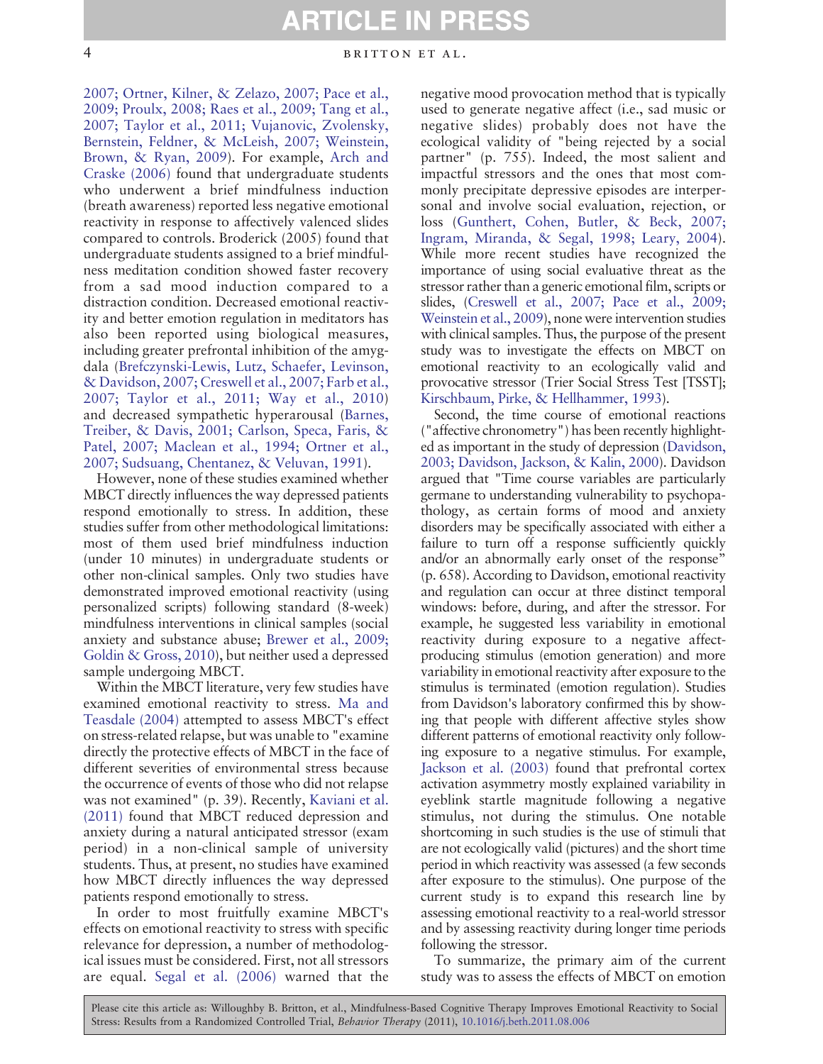2007; Ortner, Kilner, & Zelazo, 2007; Pace et al., 2009; Proulx, 2008; Raes et al., 2009; Tang et al., 2007; Taylor et al., 2011; Vujanovic, Zvolensky, Bernstein, Feldner, & McLeish, 2007; Weinstein, Brown, & Ryan, 2009). For example, Arch and Craske (2006) found that undergraduate students who underwent a brief mindfulness induction (breath awareness) reported less negative emotional reactivity in response to affectively valenced slides compared to controls. Broderick (2005) found that undergraduate students assigned to a brief mindfulness meditation condition showed faster recovery from a sad mood induction compared to a distraction condition. Decreased emotional reactivity and better emotion regulation in meditators has also been reported using biological measures, including greater prefrontal inhibition of the amygdala (Brefczynski-Lewis, Lutz, Schaefer, Levinson, & Davidson, 2007; Creswell et al., 2007; Farb et al., 2007; Taylor et al., 2011; Way et al., 2010) and decreased sympathetic hyperarousal (Barnes, Treiber, & Davis, 2001; Carlson, Speca, Faris, & Patel, 2007; Maclean et al., 1994; Ortner et al., 2007; Sudsuang, Chentanez, & Veluvan, 1991).

However, none of these studies examined whether MBCT directly influences the way depressed patients respond emotionally to stress. In addition, these studies suffer from other methodological limitations: most of them used brief mindfulness induction (under 10 minutes) in undergraduate students or other non-clinical samples. Only two studies have demonstrated improved emotional reactivity (using personalized scripts) following standard (8-week) mindfulness interventions in clinical samples (social anxiety and substance abuse; Brewer et al., 2009; Goldin & Gross, 2010), but neither used a depressed sample undergoing MBCT.

Within the MBCT literature, very few studies have examined emotional reactivity to stress. Ma and Teasdale (2004) attempted to assess MBCT's effect on stress-related relapse, but was unable to "examine directly the protective effects of MBCT in the face of different severities of environmental stress because the occurrence of events of those who did not relapse was not examined" (p. 39). Recently, Kaviani et al. (2011) found that MBCT reduced depression and anxiety during a natural anticipated stressor (exam period) in a non-clinical sample of university students. Thus, at present, no studies have examined how MBCT directly influences the way depressed patients respond emotionally to stress.

In order to most fruitfully examine MBCT's effects on emotional reactivity to stress with specific relevance for depression, a number of methodological issues must be considered. First, not all stressors are equal. Segal et al. (2006) warned that the negative mood provocation method that is typically used to generate negative affect (i.e., sad music or negative slides) probably does not have the ecological validity of "being rejected by a social partner" (p. 755). Indeed, the most salient and impactful stressors and the ones that most commonly precipitate depressive episodes are interpersonal and involve social evaluation, rejection, or loss (Gunthert, Cohen, Butler, & Beck, 2007; Ingram, Miranda, & Segal, 1998; Leary, 2004). While more recent studies have recognized the importance of using social evaluative threat as the stressor rather than a generic emotional film, scripts or slides, (Creswell et al., 2007; Pace et al., 2009; Weinstein et al., 2009), none were intervention studies with clinical samples. Thus, the purpose of the present study was to investigate the effects on MBCT on emotional reactivity to an ecologically valid and provocative stressor (Trier Social Stress Test [TSST]; Kirschbaum, Pirke, & Hellhammer, 1993).

Second, the time course of emotional reactions ("affective chronometry") has been recently highlighted as important in the study of depression (Davidson, 2003; Davidson, Jackson, & Kalin, 2000). Davidson argued that "Time course variables are particularly germane to understanding vulnerability to psychopathology, as certain forms of mood and anxiety disorders may be specifically associated with either a failure to turn off a response sufficiently quickly and/or an abnormally early onset of the response" (p. 658). According to Davidson, emotional reactivity and regulation can occur at three distinct temporal windows: before, during, and after the stressor. For example, he suggested less variability in emotional reactivity during exposure to a negative affect-producing stimulus (emotion generation) and more variability in emotional reactivity after exposure to the stimulus is terminated (emotion regulation). Studies from Davidson's laboratory confirmed this by showing that people with different affective styles show different patterns of emotional reactivity only following exposure to a negative stimulus. For example, Jackson et al. (2003) found that prefrontal cortex activation asymmetry mostly explained variability in eyeblink startle magnitude following a negative stimulus, not during the stimulus. One notable shortcoming in such studies is the use of stimuli that are not ecologically valid (pictures) and the short time period in which reactivity was assessed (a few seconds after exposure to the stimulus). One purpose of the current study is to expand this research line by assessing emotional reactivity to a real-world stressor and by assessing reactivity during longer time periods following the stressor.

To summarize, the primary aim of the current study was to assess the effects of MBCT on emotion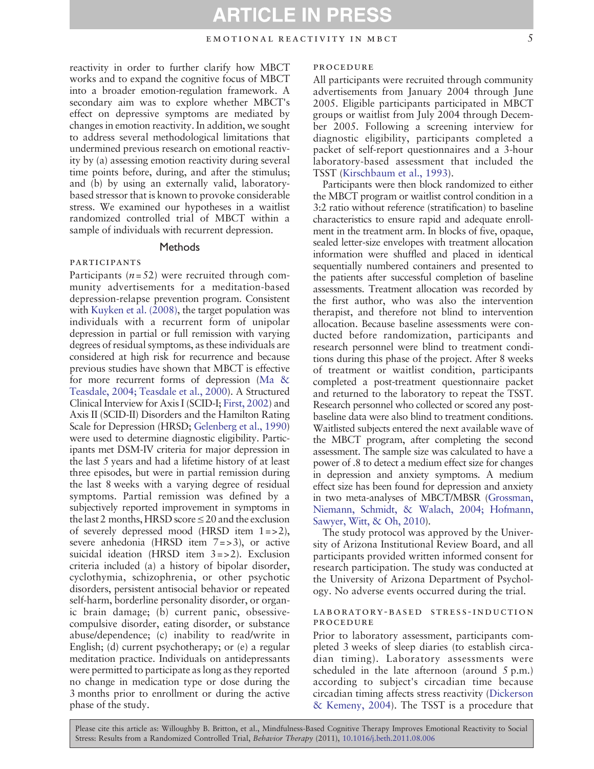reactivity in order to further clarify how MBCT works and to expand the cognitive focus of MBCT into a broader emotion-regulation framework. A secondary aim was to explore whether MBCT's effect on depressive symptoms are mediated by changes in emotion reactivity. In addition, we sought to address several methodological limitations that undermined previous research on emotional reactivity by (a) assessing emotion reactivity during several time points before, during, and after the stimulus; and (b) by using an externally valid, laboratory-based stressor that is known to provoke considerable stress. We examined our hypotheses in a waitlist randomized controlled trial of MBCT within a sample of individuals with recurrent depression.

## Methods

### PARTICIPANTS

Participants ($n = 52$) were recruited through community advertisements for a meditation-based depression-relapse prevention program. Consistent with Kuyken et al. (2008), the target population was individuals with a recurrent form of unipolar depression in partial or full remission with varying degrees of residual symptoms, as these individuals are considered at high risk for recurrence and because previous studies have shown that MBCT is effective for more recurrent forms of depression (Ma & Teasdale, 2004; Teasdale et al., 2000). A Structured Clinical Interview for Axis I (SCID-I; First, 2002) and Axis II (SCID-II) Disorders and the Hamilton Rating Scale for Depression (HRSD; Gelenberg et al., 1990) were used to determine diagnostic eligibility. Participants met DSM-IV criteria for major depression in the last 5 years and had a lifetime history of at least three episodes, but were in partial remission during the last 8 weeks with a varying degree of residual symptoms. Partial remission was defined by a subjectively reported improvement in symptoms in the last 2 months, HRSD score $\leq 20$ and the exclusion of severely depressed mood (HRSD item 1 => 2), severe anhedonia (HRSD item 7 => 3), or active suicidal ideation (HRSD item 3 => 2). Exclusion criteria included (a) a history of bipolar disorder, cyclothymia, schizophrenia, or other psychotic disorders, persistent antisocial behavior or repeated self-harm, borderline personality disorder, or organic brain damage; (b) current panic, obsessive-compulsive disorder, eating disorder, or substance abuse/dependence; (c) inability to read/write in English; (d) current psychotherapy; or (e) a regular meditation practice. Individuals on antidepressants were permitted to participate as long as they reported no change in medication type or dose during the 3 months prior to enrollment or during the active phase of the study.

### PROCEDURE

All participants were recruited through community advertisements from January 2004 through June 2005. Eligible participants participated in MBCT groups or waitlist from July 2004 through December 2005. Following a screening interview for diagnostic eligibility, participants completed a packet of self-report questionnaires and a 3-hour laboratory-based assessment that included the TSST (Kirschbaum et al., 1993).

Participants were then block randomized to either the MBCT program or waitlist control condition in a 3:2 ratio without reference (stratification) to baseline characteristics to ensure rapid and adequate enrollment in the treatment arm. In blocks of five, opaque, sealed letter-size envelopes with treatment allocation information were shuffled and placed in identical sequentially numbered containers and presented to the patients after successful completion of baseline assessments. Treatment allocation was recorded by the first author, who was also the intervention therapist, and therefore not blind to intervention allocation. Because baseline assessments were conducted before randomization, participants and research personnel were blind to treatment conditions during this phase of the project. After 8 weeks of treatment or waitlist condition, participants completed a post-treatment questionnaire packet and returned to the laboratory to repeat the TSST. Research personnel who collected or scored any post-baseline data were also blind to treatment conditions. Waitlisted subjects entered the next available wave of the MBCT program, after completing the second assessment. The sample size was calculated to have a power of .8 to detect a medium effect size for changes in depression and anxiety symptoms. A medium effect size has been found for depression and anxiety in two meta-analyses of MBCT/MBSR (Grossman, Niemann, Schmidt, & Walach, 2004; Hofmann, Sawyer, Witt, & Oh, 2010).

The study protocol was approved by the University of Arizona Institutional Review Board, and all participants provided written informed consent for research participation. The study was conducted at the University of Arizona Department of Psychology. No adverse events occurred during the trial.

### LABORATORY-BASED STRESS-INDUCTION PROCEDURE

Prior to laboratory assessment, participants completed 3 weeks of sleep diaries (to establish circadian timing). Laboratory assessments were scheduled in the late afternoon (around 5 p.m.) according to subject's circadian time because circadian timing affects stress reactivity (Dickerson & Kemeny, 2004). The TSST is a procedure that

Please cite this article as: Willoughby B. Britton, et al., Mindfulness-Based Cognitive Therapy Improves Emotional Reactivity to Social Stress: Results from a Randomized Controlled Trial, *Behavior Therapy* (2011), 10.1016/j.beth.2011.08.006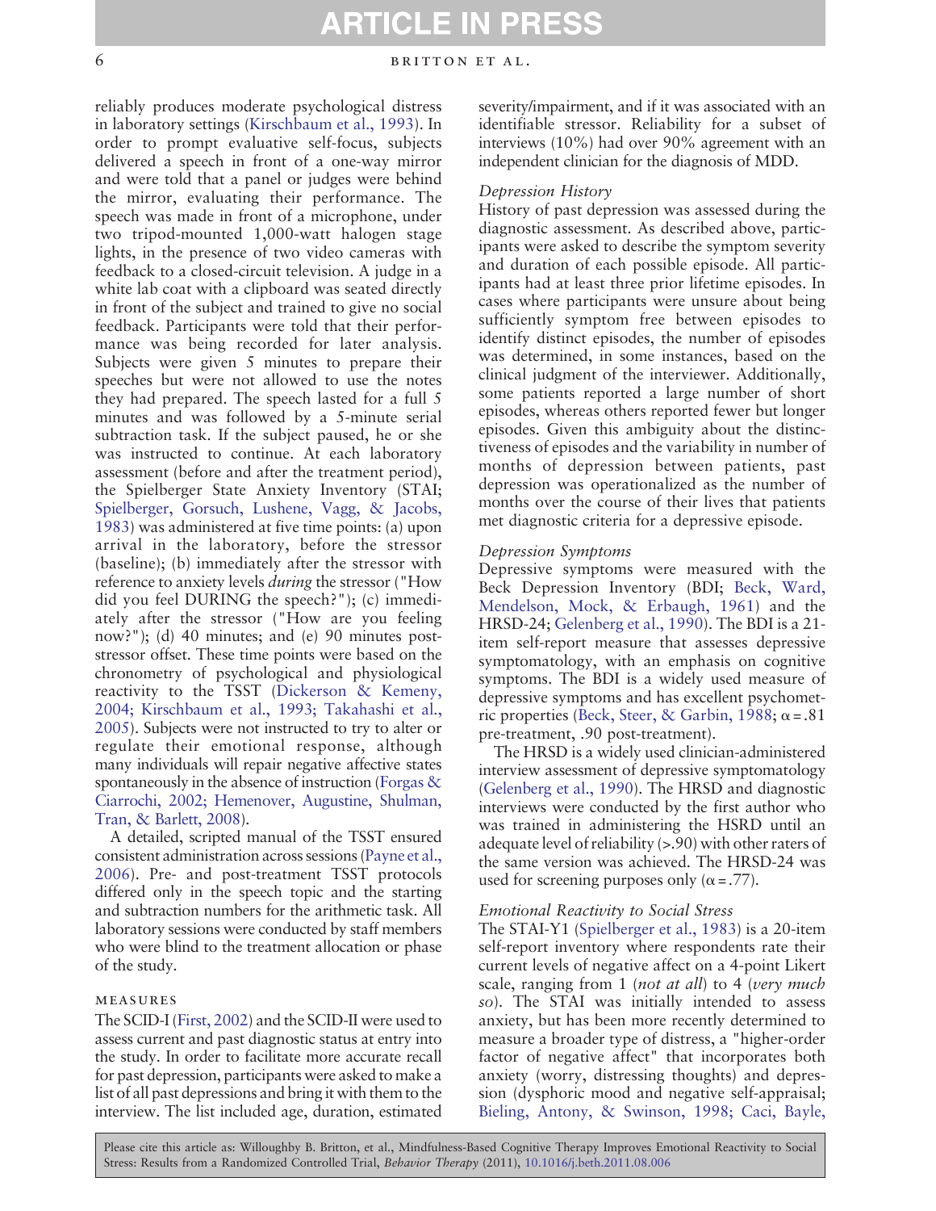reliably produces moderate psychological distress in laboratory settings (Kirschbaum et al., 1993). In order to prompt evaluative self-focus, subjects delivered a speech in front of a one-way mirror and were told that a panel or judges were behind the mirror, evaluating their performance. The speech was made in front of a microphone, under two tripod-mounted 1,000-watt halogen stage lights, in the presence of two video cameras with feedback to a closed-circuit television. A judge in a white lab coat with a clipboard was seated directly in front of the subject and trained to give no social feedback. Participants were told that their performance was being recorded for later analysis. Subjects were given 5 minutes to prepare their speeches but were not allowed to use the notes they had prepared. The speech lasted for a full 5 minutes and was followed by a 5-minute serial subtraction task. If the subject paused, he or she was instructed to continue. At each laboratory assessment (before and after the treatment period), the Spielberger State Anxiety Inventory (STAI; Spielberger, Gorsuch, Lushene, Vagg, & Jacobs, 1983) was administered at five time points: (a) upon arrival in the laboratory, before the stressor (baseline); (b) immediately after the stressor with reference to anxiety levels *during* the stressor ("How did you feel DURING the speech?"); (c) immediately after the stressor ("How are you feeling now?"); (d) 40 minutes; and (e) 90 minutes post-stressor offset. These time points were based on the chronometry of psychological and physiological reactivity to the TSST (Dickerson & Kemeny, 2004; Kirschbaum et al., 1993; Takahashi et al., 2005). Subjects were not instructed to try to alter or regulate their emotional response, although many individuals will repair negative affective states spontaneously in the absence of instruction (Forgas & Ciarrochi, 2002; Hemenover, Augustine, Shulman, Tran, & Barlett, 2008).

A detailed, scripted manual of the TSST ensured consistent administration across sessions (Payne et al., 2006). Pre- and post-treatment TSST protocols differed only in the speech topic and the starting and subtraction numbers for the arithmetic task. All laboratory sessions were conducted by staff members who were blind to the treatment allocation or phase of the study.

## Measures

The SCID-I (First, 2002) and the SCID-II were used to assess current and past diagnostic status at entry into the study. In order to facilitate more accurate recall for past depression, participants were asked to make a list of all past depressions and bring it with them to the interview. The list included age, duration, estimated severity/impairment, and if it was associated with an identifiable stressor. Reliability for a subset of interviews (10%) had over 90% agreement with an independent clinician for the diagnosis of MDD.

### Depression History

History of past depression was assessed during the diagnostic assessment. As described above, participants were asked to describe the symptom severity and duration of each possible episode. All participants had at least three prior lifetime episodes. In cases where participants were unsure about being sufficiently symptom free between episodes to identify distinct episodes, the number of episodes was determined, in some instances, based on the clinical judgment of the interviewer. Additionally, some patients reported a large number of short episodes, whereas others reported fewer but longer episodes. Given this ambiguity about the distinctiveness of episodes and the variability in number of months of depression between patients, past depression was operationalized as the number of months over the course of their lives that patients met diagnostic criteria for a depressive episode.

### Depression Symptoms

Depressive symptoms were measured with the Beck Depression Inventory (BDI; Beck, Ward, Mendelson, Mock, & Erbaugh, 1961) and the HRSD-24; Gelenberg et al., 1990). The BDI is a 21-item self-report measure that assesses depressive symptomatology, with an emphasis on cognitive symptoms. The BDI is a widely used measure of depressive symptoms and has excellent psychometric properties (Beck, Steer, & Garbin, 1988; $\alpha = .81$ pre-treatment, .90 post-treatment).

The HRSD is a widely used clinician-administered interview assessment of depressive symptomatology (Gelenberg et al., 1990). The HRSD and diagnostic interviews were conducted by the first author who was trained in administering the HSRD until an adequate level of reliability (>.90) with other raters of the same version was achieved. The HRSD-24 was used for screening purposes only ($\alpha = .77$).

### Emotional Reactivity to Social Stress

The STAI-Y1 (Spielberger et al., 1983) is a 20-item self-report inventory where respondents rate their current levels of negative affect on a 4-point Likert scale, ranging from 1 (*not at all*) to 4 (*very much so*). The STAI was initially intended to assess anxiety, but has been more recently determined to measure a broader type of distress, a "higher-order factor of negative affect" that incorporates both anxiety (worry, distressing thoughts) and depression (dysphoric mood and negative self-appraisal; Bieling, Antony, & Swinson, 1998; Caci, Bayle,

Please cite this article as: Willoughby B. Britton, et al., Mindfulness-Based Cognitive Therapy Improves Emotional Reactivity to Social Stress: Results from a Randomized Controlled Trial, *Behavior Therapy* (2011), 10.1016/j.beth.2011.08.006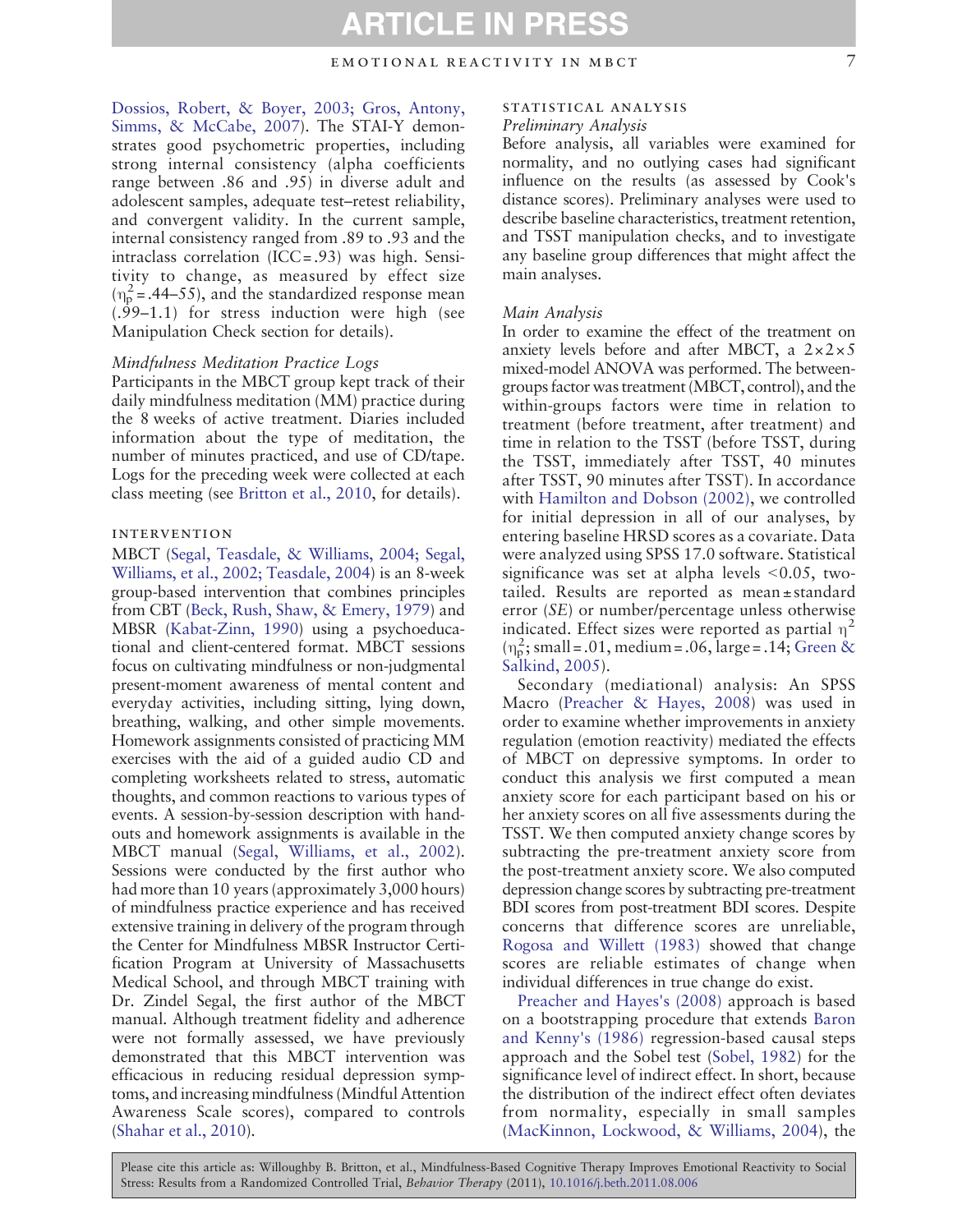Dossios, Robert, & Boyer, 2003; Gros, Antony, Simms, & McCabe, 2007). The STAI-Y demonstrates good psychometric properties, including strong internal consistency (alpha coefficients range between .86 and .95) in diverse adult and adolescent samples, adequate test–retest reliability, and convergent validity. In the current sample, internal consistency ranged from .89 to .93 and the intraclass correlation (ICC = .93) was high. Sensitivity to change, as measured by effect size ($\eta_p^2$ = .44–55), and the standardized response mean (.99–1.1) for stress induction were high (see Manipulation Check section for details).

### *Mindfulness Meditation Practice Logs*

Participants in the MBCT group kept track of their daily mindfulness meditation (MM) practice during the 8 weeks of active treatment. Diaries included information about the type of meditation, the number of minutes practiced, and use of CD/tape. Logs for the preceding week were collected at each class meeting (see Britton et al., 2010, for details).

## INTERVENTION

MBCT (Segal, Teasdale, & Williams, 2004; Segal, Williams, et al., 2002; Teasdale, 2004) is an 8-week group-based intervention that combines principles from CBT (Beck, Rush, Shaw, & Emery, 1979) and MBSR (Kabat-Zinn, 1990) using a psychoeducational and client-centered format. MBCT sessions focus on cultivating mindfulness or non-judgmental present-moment awareness of mental content and everyday activities, including sitting, lying down, breathing, walking, and other simple movements. Homework assignments consisted of practicing MM exercises with the aid of a guided audio CD and completing worksheets related to stress, automatic thoughts, and common reactions to various types of events. A session-by-session description with handouts and homework assignments is available in the MBCT manual (Segal, Williams, et al., 2002). Sessions were conducted by the first author who had more than 10 years (approximately 3,000 hours) of mindfulness practice experience and has received extensive training in delivery of the program through the Center for Mindfulness MBSR Instructor Certification Program at University of Massachusetts Medical School, and through MBCT training with Dr. Zindel Segal, the first author of the MBCT manual. Although treatment fidelity and adherence were not formally assessed, we have previously demonstrated that this MBCT intervention was efficacious in reducing residual depression symptoms, and increasing mindfulness (Mindful Attention Awareness Scale scores), compared to controls (Shahar et al., 2010).

## STATISTICAL ANALYSIS

### *Preliminary Analysis*

Before analysis, all variables were examined for normality, and no outlying cases had significant influence on the results (as assessed by Cook's distance scores). Preliminary analyses were used to describe baseline characteristics, treatment retention, and TSST manipulation checks, and to investigate any baseline group differences that might affect the main analyses.

### *Main Analysis*

In order to examine the effect of the treatment on anxiety levels before and after MBCT, a 2 × 2 × 5 mixed-model ANOVA was performed. The between-groups factor was treatment (MBCT, control), and the within-groups factors were time in relation to treatment (before treatment, after treatment) and time in relation to the TSST (before TSST, during the TSST, immediately after TSST, 40 minutes after TSST, 90 minutes after TSST). In accordance with Hamilton and Dobson (2002), we controlled for initial depression in all of our analyses, by entering baseline HRSD scores as a covariate. Data were analyzed using SPSS 17.0 software. Statistical significance was set at alpha levels <0.05, two-tailed. Results are reported as mean ± standard error (*SE*) or number/percentage unless otherwise indicated. Effect sizes were reported as partial $\eta^2$ ($\eta_p^2$; small = .01, medium = .06, large = .14; Green & Salkind, 2005).

Secondary (mediational) analysis: An SPSS Macro (Preacher & Hayes, 2008) was used in order to examine whether improvements in anxiety regulation (emotion reactivity) mediated the effects of MBCT on depressive symptoms. In order to conduct this analysis we first computed a mean anxiety score for each participant based on his or her anxiety scores on all five assessments during the TSST. We then computed anxiety change scores by subtracting the pre-treatment anxiety score from the post-treatment anxiety score. We also computed depression change scores by subtracting pre-treatment BDI scores from post-treatment BDI scores. Despite concerns that difference scores are unreliable, Rogosa and Willett (1983) showed that change scores are reliable estimates of change when individual differences in true change do exist.

Preacher and Hayes's (2008) approach is based on a bootstrapping procedure that extends Baron and Kenny's (1986) regression-based causal steps approach and the Sobel test (Sobel, 1982) for the significance level of indirect effect. In short, because the distribution of the indirect effect often deviates from normality, especially in small samples (MacKinnon, Lockwood, & Williams, 2004), the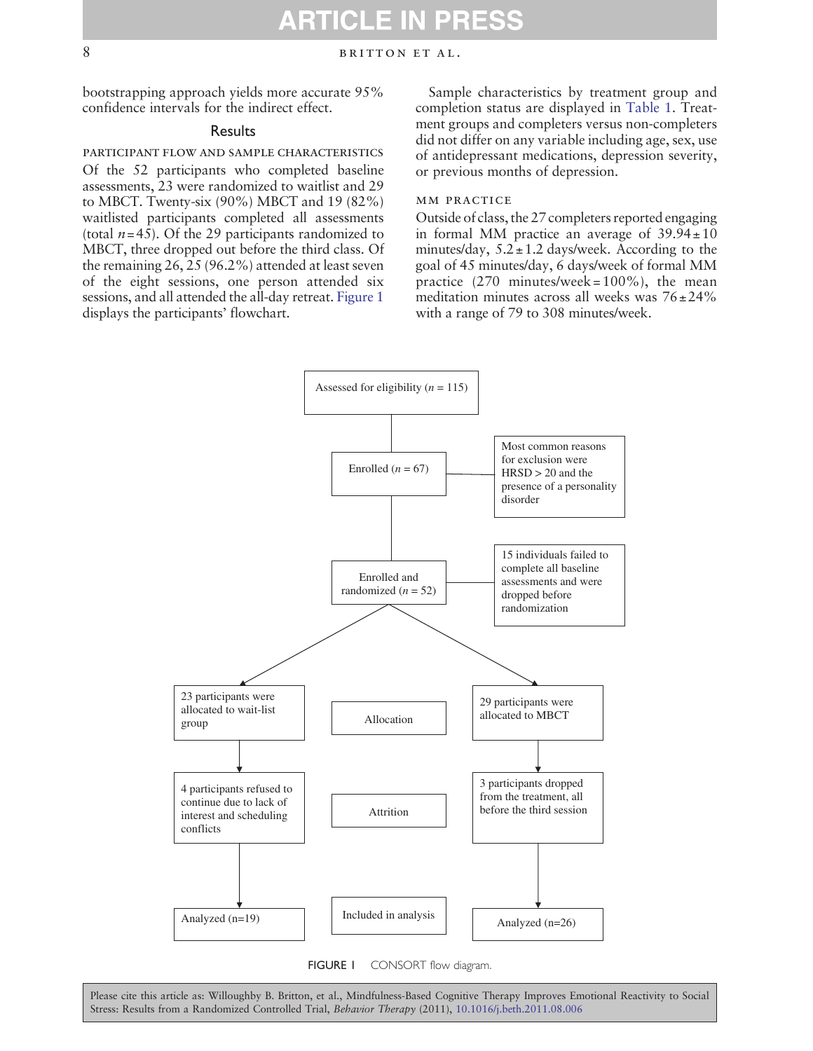bootstrapping approach yields more accurate 95% confidence intervals for the indirect effect.

## Results

### PARTICIPANT FLOW AND SAMPLE CHARACTERISTICS

Of the 52 participants who completed baseline assessments, 23 were randomized to waitlist and 29 to MBCT. Twenty-six (90%) MBCT and 19 (82%) waitlisted participants completed all assessments (total $n = 45$). Of the 29 participants randomized to MBCT, three dropped out before the third class. Of the remaining 26, 25 (96.2%) attended at least seven of the eight sessions, one person attended six sessions, and all attended the all-day retreat. Figure 1 displays the participants' flowchart.

Sample characteristics by treatment group and completion status are displayed in Table 1. Treatment groups and completers versus non-completers did not differ on any variable including age, sex, use of antidepressant medications, depression severity, or previous months of depression.

### MM PRACTICE

Outside of class, the 27 completers reported engaging in formal MM practice an average of $39.94 \pm 10$ minutes/day, $5.2 \pm 1.2$ days/week. According to the goal of 45 minutes/day, 6 days/week of formal MM practice (270 minutes/week = 100%), the mean meditation minutes across all weeks was $76 \pm 24$% with a range of 79 to 308 minutes/week.

Assessed for eligibility ($n$ = 115)

Enrolled ($n$ = 67) — Most common reasons for exclusion were HRSD > 20 and the presence of a personality disorder

Enrolled and randomized ($n$ = 52) — 15 individuals failed to complete all baseline assessments and were dropped before randomization

| | | |
|---|---|---|
| 23 participants were allocated to wait-list group | Allocation | 29 participants were allocated to MBCT |
| 4 participants refused to continue due to lack of interest and scheduling conflicts | Attrition | 3 participants dropped from the treatment, all before the third session |
| Analyzed (n=19) | Included in analysis | Analyzed (n=26) |

FIGURE 1 CONSORT flow diagram.

Please cite this article as: Willoughby B. Britton, et al., Mindfulness-Based Cognitive Therapy Improves Emotional Reactivity to Social Stress: Results from a Randomized Controlled Trial, *Behavior Therapy* (2011), 10.1016/j.beth.2011.08.006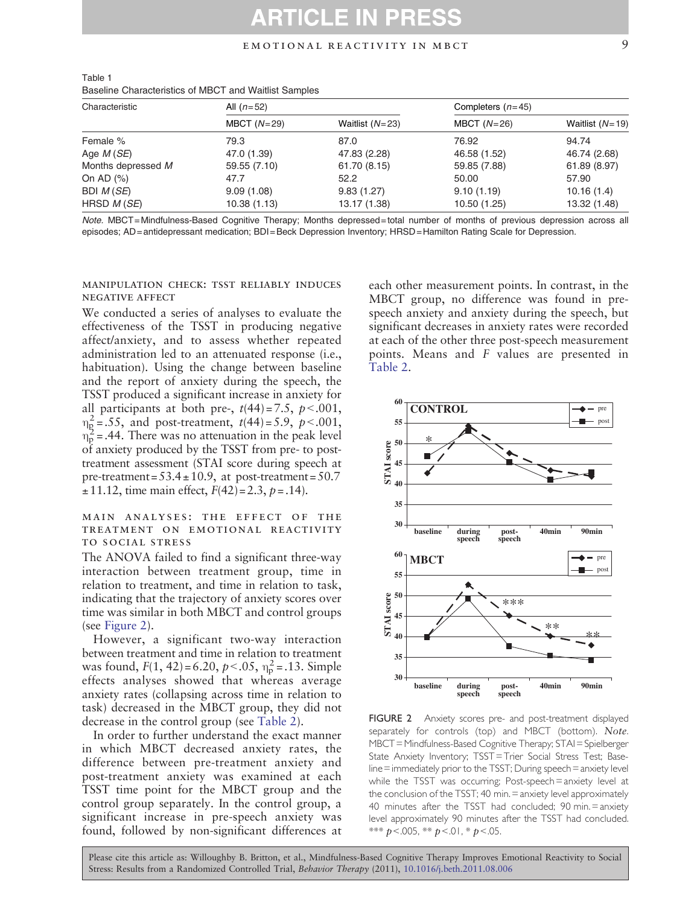Table 1
Baseline Characteristics of MBCT and Waitlist Samples

| Characteristic | All ($n$=52) | | Completers ($n$=45) | |
|---|---|---|---|---|
| | MBCT ($N$=29) | Waitlist ($N$=23) | MBCT ($N$=26) | Waitlist ($N$=19) |
| Female % | 79.3 | 87.0 | 76.92 | 94.74 |
| Age *M* (*SE*) | 47.0 (1.39) | 47.83 (2.28) | 46.58 (1.52) | 46.74 (2.68) |
| Months depressed *M* | 59.55 (7.10) | 61.70 (8.15) | 59.85 (7.88) | 61.89 (8.97) |
| On AD (%) | 47.7 | 52.2 | 50.00 | 57.90 |
| BDI *M* (*SE*) | 9.09 (1.08) | 9.83 (1.27) | 9.10 (1.19) | 10.16 (1.4) |
| HRSD *M* (*SE*) | 10.38 (1.13) | 13.17 (1.38) | 10.50 (1.25) | 13.32 (1.48) |

*Note.* MBCT = Mindfulness-Based Cognitive Therapy; Months depressed = total number of months of previous depression across all episodes; AD = antidepressant medication; BDI = Beck Depression Inventory; HRSD = Hamilton Rating Scale for Depression.

## Manipulation Check: TSST Reliably Induces Negative Affect

We conducted a series of analyses to evaluate the effectiveness of the TSST in producing negative affect/anxiety, and to assess whether repeated administration led to an attenuated response (i.e., habituation). Using the change between baseline and the report of anxiety during the speech, the TSST produced a significant increase in anxiety for all participants at both pre-, $t(44) = 7.5$, $p < .001$, $\eta_p^2 = .55$, and post-treatment, $t(44) = 5.9$, $p < .001$, $\eta_p^2 = .44$. There was no attenuation in the peak level of anxiety produced by the TSST from pre- to post-treatment assessment (STAI score during speech at pre-treatment = 53.4 ± 10.9, at post-treatment = 50.7 ± 11.12, time main effect, $F(42) = 2.3$, $p = .14$).

## Main Analyses: The Effect of the Treatment on Emotional Reactivity to Social Stress

The ANOVA failed to find a significant three-way interaction between treatment group, time in relation to treatment, and time in relation to task, indicating that the trajectory of anxiety scores over time was similar in both MBCT and control groups (see Figure 2).

However, a significant two-way interaction between treatment and time in relation to treatment was found, $F(1, 42) = 6.20$, $p < .05$, $\eta_p^2 = .13$. Simple effects analyses showed that whereas average anxiety rates (collapsing across time in relation to task) decreased in the MBCT group, they did not decrease in the control group (see Table 2).

In order to further understand the exact manner in which MBCT decreased anxiety rates, the difference between pre-treatment anxiety and post-treatment anxiety was examined at each TSST time point for the MBCT group and the control group separately. In the control group, a significant increase in pre-speech anxiety was found, followed by non-significant differences at each other measurement points. In contrast, in the MBCT group, no difference was found in pre-speech anxiety and anxiety during the speech, but significant decreases in anxiety rates were recorded at each of the other three post-speech measurement points. Means and $F$ values are presented in Table 2.

FIGURE 2 Anxiety scores pre- and post-treatment displayed separately for controls (top) and MBCT (bottom). *Note.* MBCT = Mindfulness-Based Cognitive Therapy; STAI = Spielberger State Anxiety Inventory; TSST = Trier Social Stress Test; Baseline = immediately prior to the TSST; During speech = anxiety level while the TSST was occurring; Post-speech = anxiety level at the conclusion of the TSST; 40 min. = anxiety level approximately 40 minutes after the TSST had concluded; 90 min. = anxiety level approximately 90 minutes after the TSST had concluded. *** $p < .005$, ** $p < .01$, * $p < .05$.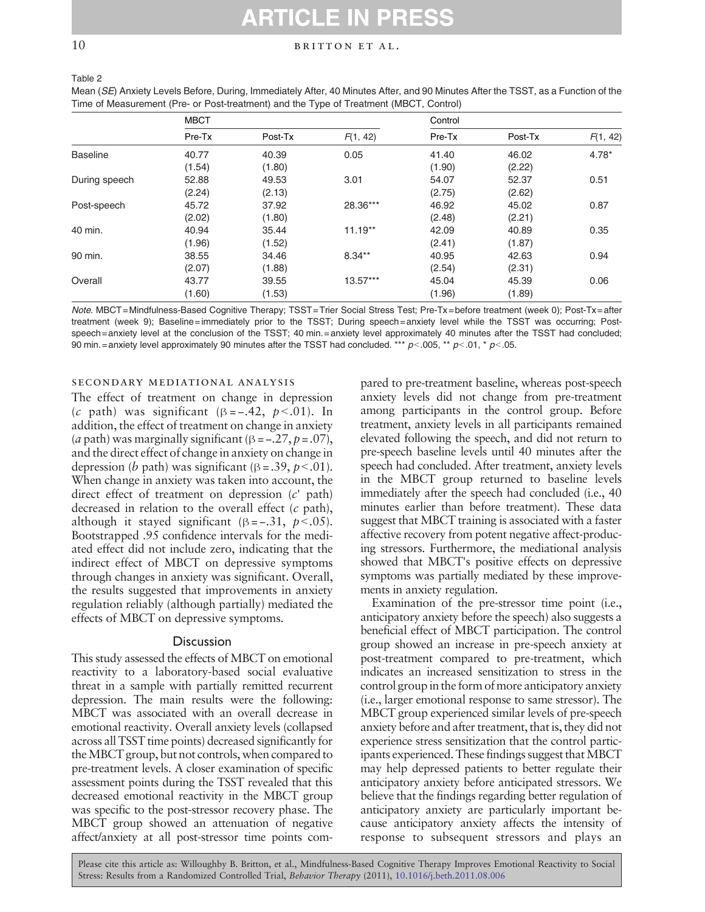Table 2

Mean (*SE*) Anxiety Levels Before, During, Immediately After, 40 Minutes After, and 90 Minutes After the TSST, as a Function of the Time of Measurement (Pre- or Post-treatment) and the Type of Treatment (MBCT, Control)

| | MBCT | | | Control | | |
|---|---|---|---|---|---|---|
| | Pre-Tx | Post-Tx | $F(1, 42)$ | Pre-Tx | Post-Tx | $F(1, 42)$ |
| Baseline | 40.77 (1.54) | 40.39 (1.80) | 0.05 | 41.40 (1.90) | 46.02 (2.22) | 4.78* |
| During speech | 52.88 (2.24) | 49.53 (2.13) | 3.01 | 54.07 (2.75) | 52.37 (2.62) | 0.51 |
| Post-speech | 45.72 (2.02) | 37.92 (1.80) | 28.36*** | 46.92 (2.48) | 45.02 (2.21) | 0.87 |
| 40 min. | 40.94 (1.96) | 35.44 (1.52) | 11.19** | 42.09 (2.41) | 40.89 (1.87) | 0.35 |
| 90 min. | 38.55 (2.07) | 34.46 (1.88) | 8.34** | 40.95 (2.54) | 42.63 (2.31) | 0.94 |
| Overall | 43.77 (1.60) | 39.55 (1.53) | 13.57*** | 45.04 (1.96) | 45.39 (1.89) | 0.06 |

*Note.* MBCT = Mindfulness-Based Cognitive Therapy; TSST = Trier Social Stress Test; Pre-Tx = before treatment (week 0); Post-Tx = after treatment (week 9); Baseline = immediately prior to the TSST; During speech = anxiety level while the TSST was occurring; Post-speech = anxiety level at the conclusion of the TSST; 40 min. = anxiety level approximately 40 minutes after the TSST had concluded; 90 min. = anxiety level approximately 90 minutes after the TSST had concluded. *** $p < .005$, ** $p < .01$, * $p < .05$.

### Secondary Mediational Analysis

The effect of treatment on change in depression (*c* path) was significant ($\beta = -.42$, $p < .01$). In addition, the effect of treatment on change in anxiety (*a* path) was marginally significant ($\beta = -.27$, $p = .07$), and the direct effect of change in anxiety on change in depression (*b* path) was significant ($\beta = .39$, $p < .01$). When change in anxiety was taken into account, the direct effect of treatment on depression (*c'* path) decreased in relation to the overall effect (*c* path), although it stayed significant ($\beta = -.31$, $p < .05$). Bootstrapped .95 confidence intervals for the mediated effect did not include zero, indicating that the indirect effect of MBCT on depressive symptoms through changes in anxiety was significant. Overall, the results suggested that improvements in anxiety regulation reliably (although partially) mediated the effects of MBCT on depressive symptoms.

## Discussion

This study assessed the effects of MBCT on emotional reactivity to a laboratory-based social evaluative threat in a sample with partially remitted recurrent depression. The main results were the following: MBCT was associated with an overall decrease in emotional reactivity. Overall anxiety levels (collapsed across all TSST time points) decreased significantly for the MBCT group, but not controls, when compared to pre-treatment levels. A closer examination of specific assessment points during the TSST revealed that this decreased emotional reactivity in the MBCT group was specific to the post-stressor recovery phase. The MBCT group showed an attenuation of negative affect/anxiety at all post-stressor time points compared to pre-treatment baseline, whereas post-speech anxiety levels did not change from pre-treatment among participants in the control group. Before treatment, anxiety levels in all participants remained elevated following the speech, and did not return to pre-speech baseline levels until 40 minutes after the speech had concluded. After treatment, anxiety levels in the MBCT group returned to baseline levels immediately after the speech had concluded (i.e., 40 minutes earlier than before treatment). These data suggest that MBCT training is associated with a faster affective recovery from potent negative affect-producing stressors. Furthermore, the mediational analysis showed that MBCT's positive effects on depressive symptoms was partially mediated by these improvements in anxiety regulation.

Examination of the pre-stressor time point (i.e., anticipatory anxiety before the speech) also suggests a beneficial effect of MBCT participation. The control group showed an increase in pre-speech anxiety at post-treatment compared to pre-treatment, which indicates an increased sensitization to stress in the control group in the form of more anticipatory anxiety (i.e., larger emotional response to same stressor). The MBCT group experienced similar levels of pre-speech anxiety before and after treatment, that is, they did not experience stress sensitization that the control participants experienced. These findings suggest that MBCT may help depressed patients to better regulate their anticipatory anxiety before anticipated stressors. We believe that the findings regarding better regulation of anticipatory anxiety are particularly important because anticipatory anxiety affects the intensity of response to subsequent stressors and plays an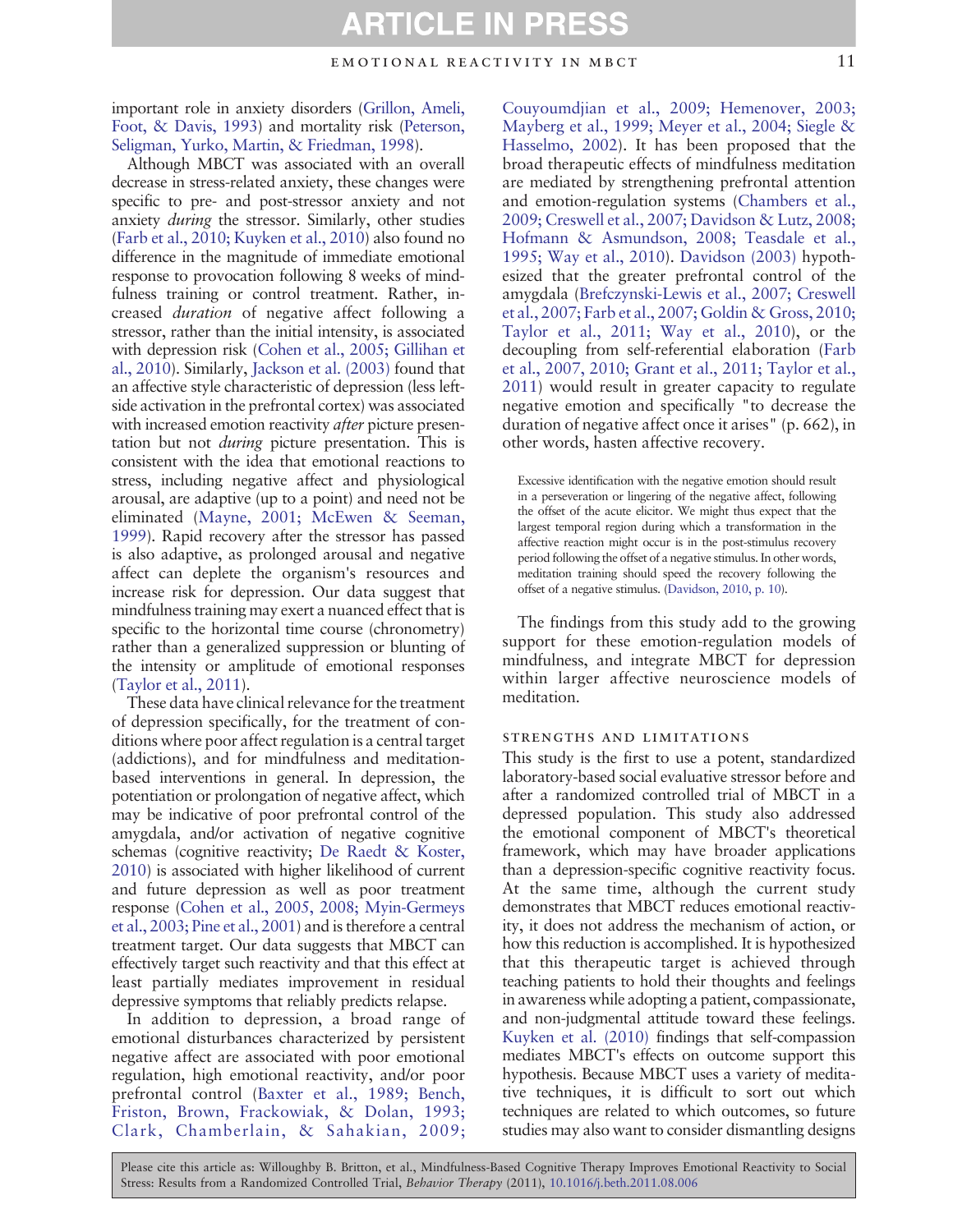important role in anxiety disorders (Grillon, Ameli, Foot, & Davis, 1993) and mortality risk (Peterson, Seligman, Yurko, Martin, & Friedman, 1998).

Although MBCT was associated with an overall decrease in stress-related anxiety, these changes were specific to pre- and post-stressor anxiety and not anxiety *during* the stressor. Similarly, other studies (Farb et al., 2010; Kuyken et al., 2010) also found no difference in the magnitude of immediate emotional response to provocation following 8 weeks of mindfulness training or control treatment. Rather, increased *duration* of negative affect following a stressor, rather than the initial intensity, is associated with depression risk (Cohen et al., 2005; Gillihan et al., 2010). Similarly, Jackson et al. (2003) found that an affective style characteristic of depression (less left-side activation in the prefrontal cortex) was associated with increased emotion reactivity *after* picture presentation but not *during* picture presentation. This is consistent with the idea that emotional reactions to stress, including negative affect and physiological arousal, are adaptive (up to a point) and need not be eliminated (Mayne, 2001; McEwen & Seeman, 1999). Rapid recovery after the stressor has passed is also adaptive, as prolonged arousal and negative affect can deplete the organism's resources and increase risk for depression. Our data suggest that mindfulness training may exert a nuanced effect that is specific to the horizontal time course (chronometry) rather than a generalized suppression or blunting of the intensity or amplitude of emotional responses (Taylor et al., 2011).

These data have clinical relevance for the treatment of depression specifically, for the treatment of conditions where poor affect regulation is a central target (addictions), and for mindfulness and meditation-based interventions in general. In depression, the potentiation or prolongation of negative affect, which may be indicative of poor prefrontal control of the amygdala, and/or activation of negative cognitive schemas (cognitive reactivity; De Raedt & Koster, 2010) is associated with higher likelihood of current and future depression as well as poor treatment response (Cohen et al., 2005, 2008; Myin-Germeys et al., 2003; Pine et al., 2001) and is therefore a central treatment target. Our data suggests that MBCT can effectively target such reactivity and that this effect at least partially mediates improvement in residual depressive symptoms that reliably predicts relapse.

In addition to depression, a broad range of emotional disturbances characterized by persistent negative affect are associated with poor emotional regulation, high emotional reactivity, and/or poor prefrontal control (Baxter et al., 1989; Bench, Friston, Brown, Frackowiak, & Dolan, 1993; Clark, Chamberlain, & Sahakian, 2009; Couyoumdjian et al., 2009; Hemenover, 2003; Mayberg et al., 1999; Meyer et al., 2004; Siegle & Hasselmo, 2002). It has been proposed that the broad therapeutic effects of mindfulness meditation are mediated by strengthening prefrontal attention and emotion-regulation systems (Chambers et al., 2009; Creswell et al., 2007; Davidson & Lutz, 2008; Hofmann & Asmundson, 2008; Teasdale et al., 1995; Way et al., 2010). Davidson (2003) hypothesized that the greater prefrontal control of the amygdala (Brefczynski-Lewis et al., 2007; Creswell et al., 2007; Farb et al., 2007; Goldin & Gross, 2010; Taylor et al., 2011; Way et al., 2010), or the decoupling from self-referential elaboration (Farb et al., 2007, 2010; Grant et al., 2011; Taylor et al., 2011) would result in greater capacity to regulate negative emotion and specifically "to decrease the duration of negative affect once it arises" (p. 662), in other words, hasten affective recovery.

> Excessive identification with the negative emotion should result in a perseveration or lingering of the negative affect, following the offset of the acute elicitor. We might thus expect that the largest temporal region during which a transformation in the affective reaction might occur is in the post-stimulus recovery period following the offset of a negative stimulus. In other words, meditation training should speed the recovery following the offset of a negative stimulus. (Davidson, 2010, p. 10).

The findings from this study add to the growing support for these emotion-regulation models of mindfulness, and integrate MBCT for depression within larger affective neuroscience models of meditation.

### Strengths and Limitations

This study is the first to use a potent, standardized laboratory-based social evaluative stressor before and after a randomized controlled trial of MBCT in a depressed population. This study also addressed the emotional component of MBCT's theoretical framework, which may have broader applications than a depression-specific cognitive reactivity focus. At the same time, although the current study demonstrates that MBCT reduces emotional reactivity, it does not address the mechanism of action, or how this reduction is accomplished. It is hypothesized that this therapeutic target is achieved through teaching patients to hold their thoughts and feelings in awareness while adopting a patient, compassionate, and non-judgmental attitude toward these feelings. Kuyken et al. (2010) findings that self-compassion mediates MBCT's effects on outcome support this hypothesis. Because MBCT uses a variety of meditative techniques, it is difficult to sort out which techniques are related to which outcomes, so future studies may also want to consider dismantling designs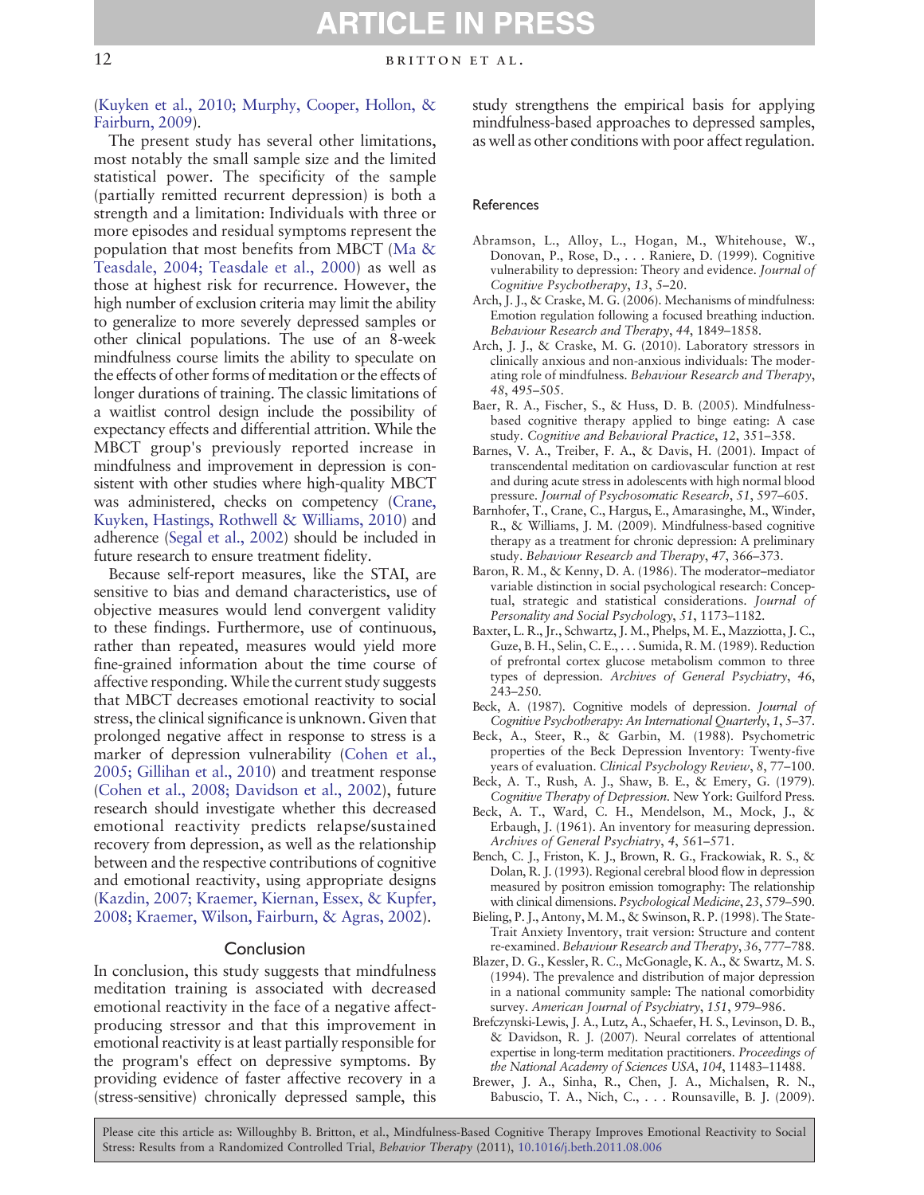(Kuyken et al., 2010; Murphy, Cooper, Hollon, & Fairburn, 2009).

The present study has several other limitations, most notably the small sample size and the limited statistical power. The specificity of the sample (partially remitted recurrent depression) is both a strength and a limitation: Individuals with three or more episodes and residual symptoms represent the population that most benefits from MBCT (Ma & Teasdale, 2004; Teasdale et al., 2000) as well as those at highest risk for recurrence. However, the high number of exclusion criteria may limit the ability to generalize to more severely depressed samples or other clinical populations. The use of an 8-week mindfulness course limits the ability to speculate on the effects of other forms of meditation or the effects of longer durations of training. The classic limitations of a waitlist control design include the possibility of expectancy effects and differential attrition. While the MBCT group's previously reported increase in mindfulness and improvement in depression is consistent with other studies where high-quality MBCT was administered, checks on competency (Crane, Kuyken, Hastings, Rothwell & Williams, 2010) and adherence (Segal et al., 2002) should be included in future research to ensure treatment fidelity.

Because self-report measures, like the STAI, are sensitive to bias and demand characteristics, use of objective measures would lend convergent validity to these findings. Furthermore, use of continuous, rather than repeated, measures would yield more fine-grained information about the time course of affective responding. While the current study suggests that MBCT decreases emotional reactivity to social stress, the clinical significance is unknown. Given that prolonged negative affect in response to stress is a marker of depression vulnerability (Cohen et al., 2005; Gillihan et al., 2010) and treatment response (Cohen et al., 2008; Davidson et al., 2002), future research should investigate whether this decreased emotional reactivity predicts relapse/sustained recovery from depression, as well as the relationship between and the respective contributions of cognitive and emotional reactivity, using appropriate designs (Kazdin, 2007; Kraemer, Kiernan, Essex, & Kupfer, 2008; Kraemer, Wilson, Fairburn, & Agras, 2002).

## Conclusion

In conclusion, this study suggests that mindfulness meditation training is associated with decreased emotional reactivity in the face of a negative affect-producing stressor and that this improvement in emotional reactivity is at least partially responsible for the program's effect on depressive symptoms. By providing evidence of faster affective recovery in a (stress-sensitive) chronically depressed sample, this study strengthens the empirical basis for applying mindfulness-based approaches to depressed samples, as well as other conditions with poor affect regulation.

## References

Abramson, L., Alloy, L., Hogan, M., Whitehouse, W., Donovan, P., Rose, D., . . . Raniere, D. (1999). Cognitive vulnerability to depression: Theory and evidence. *Journal of Cognitive Psychotherapy*, *13*, 5–20.

Arch, J. J., & Craske, M. G. (2006). Mechanisms of mindfulness: Emotion regulation following a focused breathing induction. *Behaviour Research and Therapy*, *44*, 1849–1858.

Arch, J. J., & Craske, M. G. (2010). Laboratory stressors in clinically anxious and non-anxious individuals: The moderating role of mindfulness. *Behaviour Research and Therapy*, *48*, 495–505.

Baer, R. A., Fischer, S., & Huss, D. B. (2005). Mindfulness-based cognitive therapy applied to binge eating: A case study. *Cognitive and Behavioral Practice*, *12*, 351–358.

Barnes, V. A., Treiber, F. A., & Davis, H. (2001). Impact of transcendental meditation on cardiovascular function at rest and during acute stress in adolescents with high normal blood pressure. *Journal of Psychosomatic Research*, *51*, 597–605.

Barnhofer, T., Crane, C., Hargus, E., Amarasinghe, M., Winder, R., & Williams, J. M. (2009). Mindfulness-based cognitive therapy as a treatment for chronic depression: A preliminary study. *Behaviour Research and Therapy*, *47*, 366–373.

Baron, R. M., & Kenny, D. A. (1986). The moderator–mediator variable distinction in social psychological research: Conceptual, strategic and statistical considerations. *Journal of Personality and Social Psychology*, *51*, 1173–1182.

Baxter, L. R., Jr., Schwartz, J. M., Phelps, M. E., Mazziotta, J. C., Guze, B. H., Selin, C. E., . . . Sumida, R. M. (1989). Reduction of prefrontal cortex glucose metabolism common to three types of depression. *Archives of General Psychiatry*, *46*, 243–250.

Beck, A. (1987). Cognitive models of depression. *Journal of Cognitive Psychotherapy: An International Quarterly*, *1*, 5–37.

Beck, A., Steer, R., & Garbin, M. (1988). Psychometric properties of the Beck Depression Inventory: Twenty-five years of evaluation. *Clinical Psychology Review*, *8*, 77–100.

Beck, A. T., Rush, A. J., Shaw, B. E., & Emery, G. (1979). *Cognitive Therapy of Depression*. New York: Guilford Press.

Beck, A. T., Ward, C. H., Mendelson, M., Mock, J., & Erbaugh, J. (1961). An inventory for measuring depression. *Archives of General Psychiatry*, *4*, 561–571.

Bench, C. J., Friston, K. J., Brown, R. G., Frackowiak, R. S., & Dolan, R. J. (1993). Regional cerebral blood flow in depression measured by positron emission tomography: The relationship with clinical dimensions. *Psychological Medicine*, *23*, 579–590.

Bieling, P. J., Antony, M. M., & Swinson, R. P. (1998). The State-Trait Anxiety Inventory, trait version: Structure and content re-examined. *Behaviour Research and Therapy*, *36*, 777–788.

Blazer, D. G., Kessler, R. C., McGonagle, K. A., & Swartz, M. S. (1994). The prevalence and distribution of major depression in a national community sample: The national comorbidity survey. *American Journal of Psychiatry*, *151*, 979–986.

Brefczynski-Lewis, J. A., Lutz, A., Schaefer, H. S., Levinson, D. B., & Davidson, R. J. (2007). Neural correlates of attentional expertise in long-term meditation practitioners. *Proceedings of the National Academy of Sciences USA*, *104*, 11483–11488.

Brewer, J. A., Sinha, R., Chen, J. A., Michalsen, R. N., Babuscio, T. A., Nich, C., . . . Rounsaville, B. J. (2009).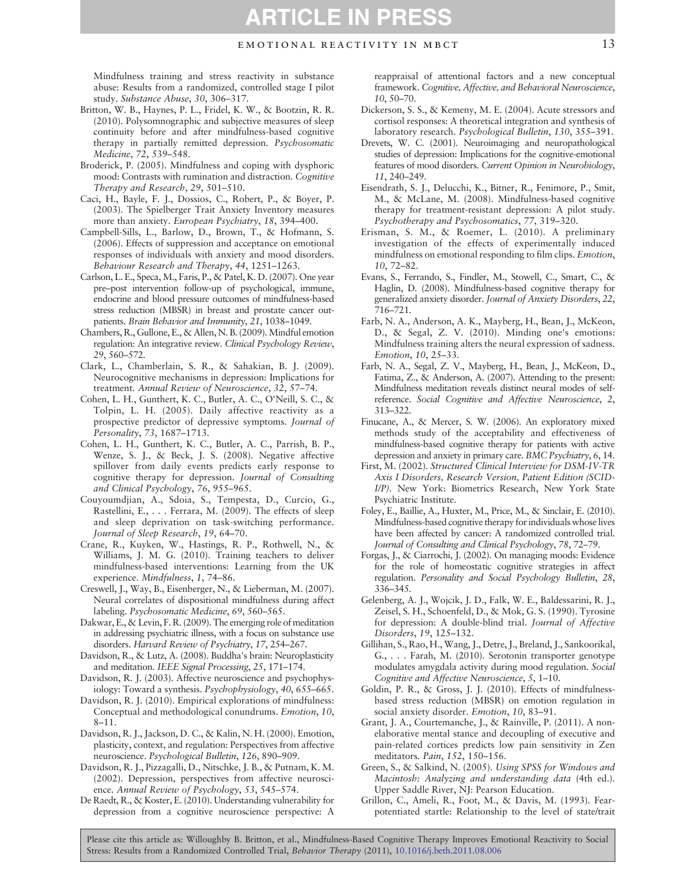Mindfulness training and stress reactivity in substance abuse: Results from a randomized, controlled stage I pilot study. *Substance Abuse*, *30*, 306–317.

Britton, W. B., Haynes, P. L., Fridel, K. W., & Bootzin, R. R. (2010). Polysomnographic and subjective measures of sleep continuity before and after mindfulness-based cognitive therapy in partially remitted depression. *Psychosomatic Medicine*, *72*, 539–548.

Broderick, P. (2005). Mindfulness and coping with dysphoric mood: Contrasts with rumination and distraction. *Cognitive Therapy and Research*, *29*, 501–510.

Caci, H., Bayle, F. J., Dossios, C., Robert, P., & Boyer, P. (2003). The Spielberger Trait Anxiety Inventory measures more than anxiety. *European Psychiatry*, *18*, 394–400.

Campbell-Sills, L., Barlow, D., Brown, T., & Hofmann, S. (2006). Effects of suppression and acceptance on emotional responses of individuals with anxiety and mood disorders. *Behaviour Research and Therapy*, *44*, 1251–1263.

Carlson, L. E., Speca, M., Faris, P., & Patel, K. D. (2007). One year pre–post intervention follow-up of psychological, immune, endocrine and blood pressure outcomes of mindfulness-based stress reduction (MBSR) in breast and prostate cancer outpatients. *Brain Behavior and Immunity*, *21*, 1038–1049.

Chambers, R., Gullone, E., & Allen, N. B. (2009). Mindful emotion regulation: An integrative review. *Clinical Psychology Review*, *29*, 560–572.

Clark, L., Chamberlain, S. R., & Sahakian, B. J. (2009). Neurocognitive mechanisms in depression: Implications for treatment. *Annual Review of Neuroscience*, *32*, 57–74.

Cohen, L. H., Gunthert, K. C., Butler, A. C., O'Neill, S. C., & Tolpin, L. H. (2005). Daily affective reactivity as a prospective predictor of depressive symptoms. *Journal of Personality*, *73*, 1687–1713.

Cohen, L. H., Gunthert, K. C., Butler, A. C., Parrish, B. P., Wenze, S. J., & Beck, J. S. (2008). Negative affective spillover from daily events predicts early response to cognitive therapy for depression. *Journal of Consulting and Clinical Psychology*, *76*, 955–965.

Couyoumdjian, A., Sdoia, S., Tempesta, D., Curcio, G., Rastellini, E., . . . Ferrara, M. (2009). The effects of sleep and sleep deprivation on task-switching performance. *Journal of Sleep Research*, *19*, 64–70.

Crane, R., Kuyken, W., Hastings, R. P., Rothwell, N., & Williams, J. M. G. (2010). Training teachers to deliver mindfulness-based interventions: Learning from the UK experience. *Mindfulness*, *1*, 74–86.

Creswell, J., Way, B., Eisenberger, N., & Lieberman, M. (2007). Neural correlates of dispositional mindfulness during affect labeling. *Psychosomatic Medicine*, *69*, 560–565.

Dakwar, E., & Levin, F. R. (2009). The emerging role of meditation in addressing psychiatric illness, with a focus on substance use disorders. *Harvard Review of Psychiatry*, *17*, 254–267.

Davidson, R., & Lutz, A. (2008). Buddha's brain: Neuroplasticity and meditation. *IEEE Signal Processing*, *25*, 171–174.

Davidson, R. J. (2003). Affective neuroscience and psychophysiology: Toward a synthesis. *Psychophysiology*, *40*, 655–665.

Davidson, R. J. (2010). Empirical explorations of mindfulness: Conceptual and methodological conundrums. *Emotion*, *10*, 8–11.

Davidson, R. J., Jackson, D. C., & Kalin, N. H. (2000). Emotion, plasticity, context, and regulation: Perspectives from affective neuroscience. *Psychological Bulletin*, *126*, 890–909.

Davidson, R. J., Pizzagalli, D., Nitschke, J. B., & Putnam, K. M. (2002). Depression, perspectives from affective neuroscience. *Annual Review of Psychology*, *53*, 545–574.

De Raedt, R., & Koster, E. (2010). Understanding vulnerability for depression from a cognitive neuroscience perspective: A reappraisal of attentional factors and a new conceptual framework. *Cognitive, Affective, and Behavioral Neuroscience*, *10*, 50–70.

Dickerson, S. S., & Kemeny, M. E. (2004). Acute stressors and cortisol responses: A theoretical integration and synthesis of laboratory research. *Psychological Bulletin*, *130*, 355–391.

Drevets, W. C. (2001). Neuroimaging and neuropathological studies of depression: Implications for the cognitive-emotional features of mood disorders. *Current Opinion in Neurobiology*, *11*, 240–249.

Eisendrath, S. J., Delucchi, K., Bitner, R., Fenimore, P., Smit, M., & McLane, M. (2008). Mindfulness-based cognitive therapy for treatment-resistant depression: A pilot study. *Psychotherapy and Psychosomatics*, *77*, 319–320.

Erisman, S. M., & Roemer, L. (2010). A preliminary investigation of the effects of experimentally induced mindfulness on emotional responding to film clips. *Emotion*, *10*, 72–82.

Evans, S., Ferrando, S., Findler, M., Stowell, C., Smart, C., & Haglin, D. (2008). Mindfulness-based cognitive therapy for generalized anxiety disorder. *Journal of Anxiety Disorders*, *22*, 716–721.

Farb, N. A., Anderson, A. K., Mayberg, H., Bean, J., McKeon, D., & Segal, Z. V. (2010). Minding one's emotions: Mindfulness training alters the neural expression of sadness. *Emotion*, *10*, 25–33.

Farb, N. A., Segal, Z. V., Mayberg, H., Bean, J., McKeon, D., Fatima, Z., & Anderson, A. (2007). Attending to the present: Mindfulness meditation reveals distinct neural modes of self-reference. *Social Cognitive and Affective Neuroscience*, *2*, 313–322.

Finucane, A., & Mercer, S. W. (2006). An exploratory mixed methods study of the acceptability and effectiveness of mindfulness-based cognitive therapy for patients with active depression and anxiety in primary care. *BMC Psychiatry*, *6*, 14.

First, M. (2002). *Structured Clinical Interview for DSM-IV-TR Axis I Disorders, Research Version, Patient Edition (SCID-I/P)*. New York: Biometrics Research, New York State Psychiatric Institute.

Foley, E., Baillie, A., Huxter, M., Price, M., & Sinclair, E. (2010). Mindfulness-based cognitive therapy for individuals whose lives have been affected by cancer: A randomized controlled trial. *Journal of Consulting and Clinical Psychology*, *78*, 72–79.

Forgas, J., & Ciarrochi, J. (2002). On managing moods: Evidence for the role of homeostatic cognitive strategies in affect regulation. *Personality and Social Psychology Bulletin*, *28*, 336–345.

Gelenberg, A. J., Wojcik, J. D., Falk, W. E., Baldessarini, R. J., Zeisel, S. H., Schoenfeld, D., & Mok, G. S. (1990). Tyrosine for depression: A double-blind trial. *Journal of Affective Disorders*, *19*, 125–132.

Gillihan, S., Rao, H., Wang, J., Detre, J., Breland, J., Sankoorikal, G., . . . Farah, M. (2010). Serotonin transporter genotype modulates amygdala activity during mood regulation. *Social Cognitive and Affective Neuroscience*, *5*, 1–10.

Goldin, P. R., & Gross, J. J. (2010). Effects of mindfulness-based stress reduction (MBSR) on emotion regulation in social anxiety disorder. *Emotion*, *10*, 83–91.

Grant, J. A., Courtemanche, J., & Rainville, P. (2011). A non-elaborative mental stance and decoupling of executive and pain-related cortices predicts low pain sensitivity in Zen meditators. *Pain*, *152*, 150–156.

Green, S., & Salkind, N. (2005). *Using SPSS for Windows and Macintosh: Analyzing and understanding data* (4th ed.). Upper Saddle River, NJ: Pearson Education.

Grillon, C., Ameli, R., Foot, M., & Davis, M. (1993). Fear-potentiated startle: Relationship to the level of state/trait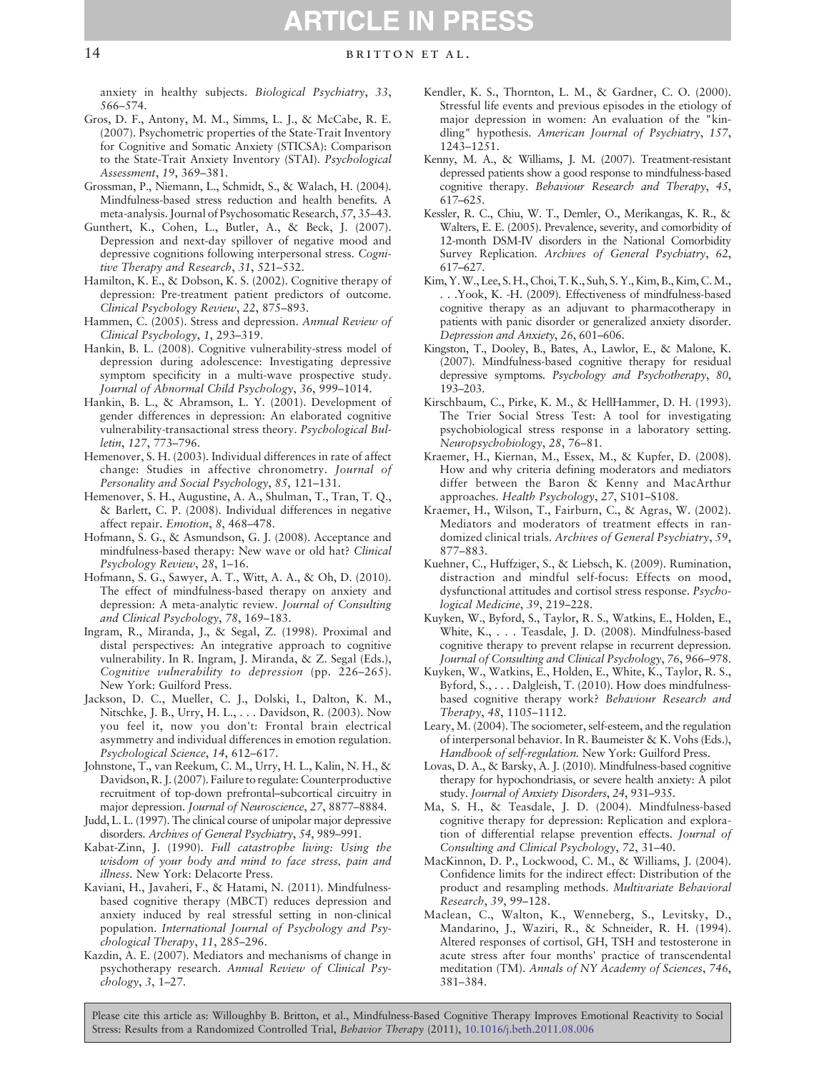anxiety in healthy subjects. *Biological Psychiatry*, *33*, 566–574.

Gros, D. F., Antony, M. M., Simms, L. J., & McCabe, R. E. (2007). Psychometric properties of the State-Trait Inventory for Cognitive and Somatic Anxiety (STICSA): Comparison to the State-Trait Anxiety Inventory (STAI). *Psychological Assessment*, *19*, 369–381.

Grossman, P., Niemann, L., Schmidt, S., & Walach, H. (2004). Mindfulness-based stress reduction and health benefits. A meta-analysis. Journal of Psychosomatic Research, *57*, 35–43.

Gunthert, K., Cohen, L., Butler, A., & Beck, J. (2007). Depression and next-day spillover of negative mood and depressive cognitions following interpersonal stress. *Cognitive Therapy and Research*, *31*, 521–532.

Hamilton, K. E., & Dobson, K. S. (2002). Cognitive therapy of depression: Pre-treatment patient predictors of outcome. *Clinical Psychology Review*, *22*, 875–893.

Hammen, C. (2005). Stress and depression. *Annual Review of Clinical Psychology*, *1*, 293–319.

Hankin, B. L. (2008). Cognitive vulnerability-stress model of depression during adolescence: Investigating depressive symptom specificity in a multi-wave prospective study. *Journal of Abnormal Child Psychology*, *36*, 999–1014.

Hankin, B. L., & Abramson, L. Y. (2001). Development of gender differences in depression: An elaborated cognitive vulnerability-transactional stress theory. *Psychological Bulletin*, *127*, 773–796.

Hemenover, S. H. (2003). Individual differences in rate of affect change: Studies in affective chronometry. *Journal of Personality and Social Psychology*, *85*, 121–131.

Hemenover, S. H., Augustine, A. A., Shulman, T., Tran, T. Q., & Barlett, C. P. (2008). Individual differences in negative affect repair. *Emotion*, *8*, 468–478.

Hofmann, S. G., & Asmundson, G. J. (2008). Acceptance and mindfulness-based therapy: New wave or old hat? *Clinical Psychology Review*, *28*, 1–16.

Hofmann, S. G., Sawyer, A. T., Witt, A. A., & Oh, D. (2010). The effect of mindfulness-based therapy on anxiety and depression: A meta-analytic review. *Journal of Consulting and Clinical Psychology*, *78*, 169–183.

Ingram, R., Miranda, J., & Segal, Z. (1998). Proximal and distal perspectives: An integrative approach to cognitive vulnerability. In R. Ingram, J. Miranda, & Z. Segal (Eds.), *Cognitive vulnerability to depression* (pp. 226–265). New York: Guilford Press.

Jackson, D. C., Mueller, C. J., Dolski, I., Dalton, K. M., Nitschke, J. B., Urry, H. L., . . . Davidson, R. (2003). Now you feel it, now you don't: Frontal brain electrical asymmetry and individual differences in emotion regulation. *Psychological Science*, *14*, 612–617.

Johnstone, T., van Reekum, C. M., Urry, H. L., Kalin, N. H., & Davidson, R. J. (2007). Failure to regulate: Counterproductive recruitment of top-down prefrontal–subcortical circuitry in major depression. *Journal of Neuroscience*, *27*, 8877–8884.

Judd, L. L. (1997). The clinical course of unipolar major depressive disorders. *Archives of General Psychiatry*, *54*, 989–991.

Kabat-Zinn, J. (1990). *Full catastrophe living: Using the wisdom of your body and mind to face stress, pain and illness.* New York: Delacorte Press.

Kaviani, H., Javaheri, F., & Hatami, N. (2011). Mindfulness-based cognitive therapy (MBCT) reduces depression and anxiety induced by real stressful setting in non-clinical population. *International Journal of Psychology and Psychological Therapy*, *11*, 285–296.

Kazdin, A. E. (2007). Mediators and mechanisms of change in psychotherapy research. *Annual Review of Clinical Psychology*, *3*, 1–27.

Kendler, K. S., Thornton, L. M., & Gardner, C. O. (2000). Stressful life events and previous episodes in the etiology of major depression in women: An evaluation of the "kindling" hypothesis. *American Journal of Psychiatry*, *157*, 1243–1251.

Kenny, M. A., & Williams, J. M. (2007). Treatment-resistant depressed patients show a good response to mindfulness-based cognitive therapy. *Behaviour Research and Therapy*, *45*, 617–625.

Kessler, R. C., Chiu, W. T., Demler, O., Merikangas, K. R., & Walters, E. E. (2005). Prevalence, severity, and comorbidity of 12-month DSM-IV disorders in the National Comorbidity Survey Replication. *Archives of General Psychiatry*, *62*, 617–627.

Kim, Y. W., Lee, S. H., Choi, T. K., Suh, S. Y., Kim, B., Kim, C. M., . . . Yook, K. -H. (2009). Effectiveness of mindfulness-based cognitive therapy as an adjuvant to pharmacotherapy in patients with panic disorder or generalized anxiety disorder. *Depression and Anxiety*, *26*, 601–606.

Kingston, T., Dooley, B., Bates, A., Lawlor, E., & Malone, K. (2007). Mindfulness-based cognitive therapy for residual depressive symptoms. *Psychology and Psychotherapy*, *80*, 193–203.

Kirschbaum, C., Pirke, K. M., & HellHammer, D. H. (1993). The Trier Social Stress Test: A tool for investigating psychobiological stress response in a laboratory setting. *Neuropsychobiology*, *28*, 76–81.

Kraemer, H., Kiernan, M., Essex, M., & Kupfer, D. (2008). How and why criteria defining moderators and mediators differ between the Baron & Kenny and MacArthur approaches. *Health Psychology*, *27*, S101–S108.

Kraemer, H., Wilson, T., Fairburn, C., & Agras, W. (2002). Mediators and moderators of treatment effects in randomized clinical trials. *Archives of General Psychiatry*, *59*, 877–883.

Kuehner, C., Huffziger, S., & Liebsch, K. (2009). Rumination, distraction and mindful self-focus: Effects on mood, dysfunctional attitudes and cortisol stress response. *Psychological Medicine*, *39*, 219–228.

Kuyken, W., Byford, S., Taylor, R. S., Watkins, E., Holden, E., White, K., . . . Teasdale, J. D. (2008). Mindfulness-based cognitive therapy to prevent relapse in recurrent depression. *Journal of Consulting and Clinical Psychology*, *76*, 966–978.

Kuyken, W., Watkins, E., Holden, E., White, K., Taylor, R. S., Byford, S., . . . Dalgleish, T. (2010). How does mindfulness-based cognitive therapy work? *Behaviour Research and Therapy*, *48*, 1105–1112.

Leary, M. (2004). The sociometer, self-esteem, and the regulation of interpersonal behavior. In R. Baumeister & K. Vohs (Eds.), *Handbook of self-regulation*. New York: Guilford Press.

Lovas, D. A., & Barsky, A. J. (2010). Mindfulness-based cognitive therapy for hypochondriasis, or severe health anxiety: A pilot study. *Journal of Anxiety Disorders*, *24*, 931–935.

Ma, S. H., & Teasdale, J. D. (2004). Mindfulness-based cognitive therapy for depression: Replication and exploration of differential relapse prevention effects. *Journal of Consulting and Clinical Psychology*, *72*, 31–40.

MacKinnon, D. P., Lockwood, C. M., & Williams, J. (2004). Confidence limits for the indirect effect: Distribution of the product and resampling methods. *Multivariate Behavioral Research*, *39*, 99–128.

Maclean, C., Walton, K., Wenneberg, S., Levitsky, D., Mandarino, J., Waziri, R., & Schneider, R. H. (1994). Altered responses of cortisol, GH, TSH and testosterone in acute stress after four months' practice of transcendental meditation (TM). *Annals of NY Academy of Sciences*, *746*, 381–384.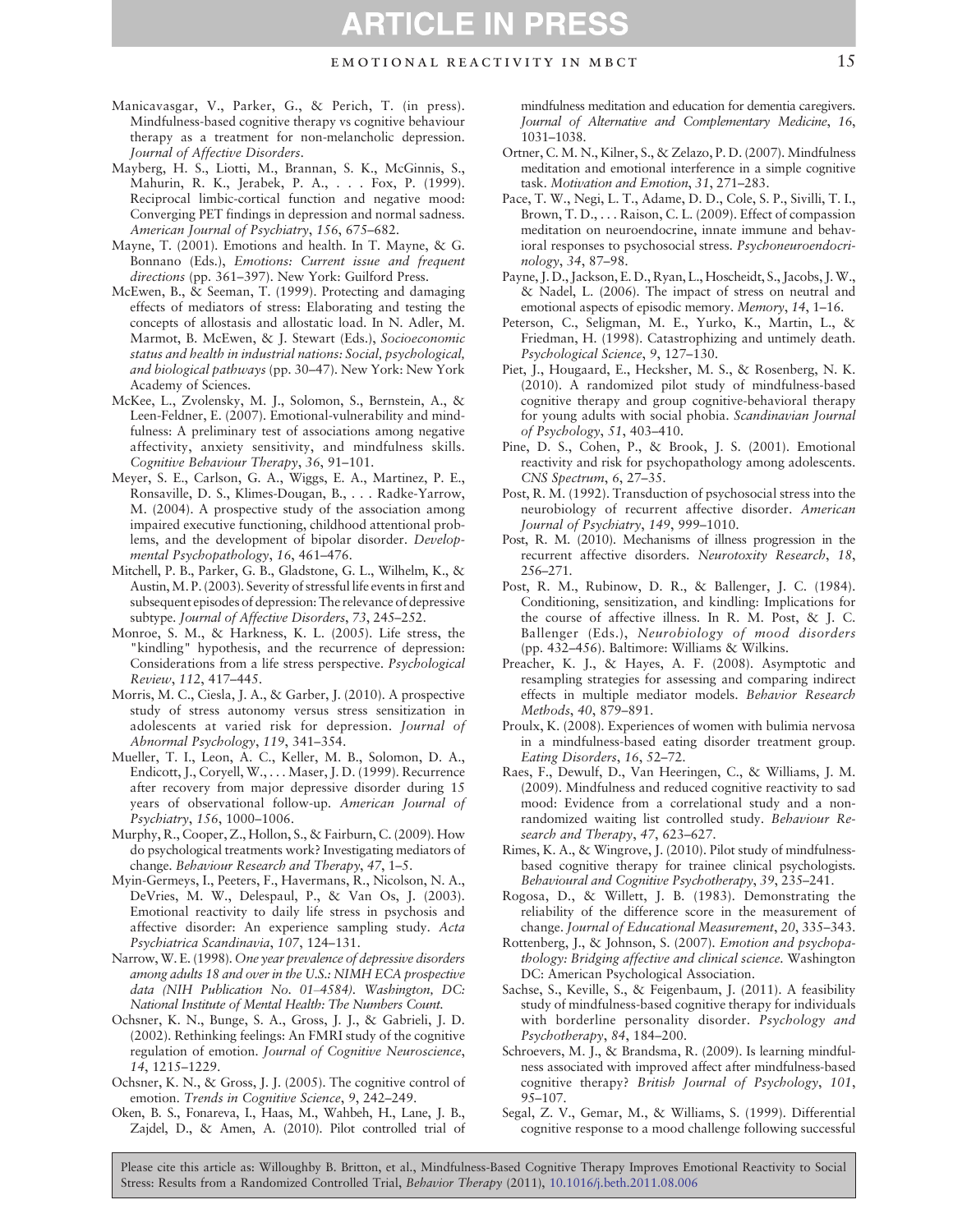Manicavasgar, V., Parker, G., & Perich, T. (in press). Mindfulness-based cognitive therapy vs cognitive behaviour therapy as a treatment for non-melancholic depression. *Journal of Affective Disorders*.

Mayberg, H. S., Liotti, M., Brannan, S. K., McGinnis, S., Mahurin, R. K., Jerabek, P. A., . . . Fox, P. (1999). Reciprocal limbic-cortical function and negative mood: Converging PET findings in depression and normal sadness. *American Journal of Psychiatry*, *156*, 675–682.

Mayne, T. (2001). Emotions and health. In T. Mayne, & G. Bonnano (Eds.), *Emotions: Current issue and frequent directions* (pp. 361–397). New York: Guilford Press.

McEwen, B., & Seeman, T. (1999). Protecting and damaging effects of mediators of stress: Elaborating and testing the concepts of allostasis and allostatic load. In N. Adler, M. Marmot, B. McEwen, & J. Stewart (Eds.), *Socioeconomic status and health in industrial nations: Social, psychological, and biological pathways* (pp. 30–47). New York: New York Academy of Sciences.

McKee, L., Zvolensky, M. J., Solomon, S., Bernstein, A., & Leen-Feldner, E. (2007). Emotional-vulnerability and mindfulness: A preliminary test of associations among negative affectivity, anxiety sensitivity, and mindfulness skills. *Cognitive Behaviour Therapy*, *36*, 91–101.

Meyer, S. E., Carlson, G. A., Wiggs, E. A., Martinez, P. E., Ronsaville, D. S., Klimes-Dougan, B., . . . Radke-Yarrow, M. (2004). A prospective study of the association among impaired executive functioning, childhood attentional problems, and the development of bipolar disorder. *Developmental Psychopathology*, *16*, 461–476.

Mitchell, P. B., Parker, G. B., Gladstone, G. L., Wilhelm, K., & Austin, M. P. (2003). Severity of stressful life events in first and subsequent episodes of depression: The relevance of depressive subtype. *Journal of Affective Disorders*, *73*, 245–252.

Monroe, S. M., & Harkness, K. L. (2005). Life stress, the "kindling" hypothesis, and the recurrence of depression: Considerations from a life stress perspective. *Psychological Review*, *112*, 417–445.

Morris, M. C., Ciesla, J. A., & Garber, J. (2010). A prospective study of stress autonomy versus stress sensitization in adolescents at varied risk for depression. *Journal of Abnormal Psychology*, *119*, 341–354.

Mueller, T. I., Leon, A. C., Keller, M. B., Solomon, D. A., Endicott, J., Coryell, W., . . . Maser, J. D. (1999). Recurrence after recovery from major depressive disorder during 15 years of observational follow-up. *American Journal of Psychiatry*, *156*, 1000–1006.

Murphy, R., Cooper, Z., Hollon, S., & Fairburn, C. (2009). How do psychological treatments work? Investigating mediators of change. *Behaviour Research and Therapy*, *47*, 1–5.

Myin-Germeys, I., Peeters, F., Havermans, R., Nicolson, N. A., DeVries, M. W., Delespaul, P., & Van Os, J. (2003). Emotional reactivity to daily life stress in psychosis and affective disorder: An experience sampling study. *Acta Psychiatrica Scandinavia*, *107*, 124–131.

Narrow, W. E. (1998). *One year prevalence of depressive disorders among adults 18 and over in the U.S.: NIMH ECA prospective data (NIH Publication No. 01–4584). Washington, DC: National Institute of Mental Health: The Numbers Count.*

Ochsner, K. N., Bunge, S. A., Gross, J. J., & Gabrieli, J. D. (2002). Rethinking feelings: An FMRI study of the cognitive regulation of emotion. *Journal of Cognitive Neuroscience*, *14*, 1215–1229.

Ochsner, K. N., & Gross, J. J. (2005). The cognitive control of emotion. *Trends in Cognitive Science*, *9*, 242–249.

Oken, B. S., Fonareva, I., Haas, M., Wahbeh, H., Lane, J. B., Zajdel, D., & Amen, A. (2010). Pilot controlled trial of mindfulness meditation and education for dementia caregivers. *Journal of Alternative and Complementary Medicine*, *16*, 1031–1038.

Ortner, C. M. N., Kilner, S., & Zelazo, P. D. (2007). Mindfulness meditation and emotional interference in a simple cognitive task. *Motivation and Emotion*, *31*, 271–283.

Pace, T. W., Negi, L. T., Adame, D. D., Cole, S. P., Sivilli, T. I., Brown, T. D., . . . Raison, C. L. (2009). Effect of compassion meditation on neuroendocrine, innate immune and behavioral responses to psychosocial stress. *Psychoneuroendocrinology*, *34*, 87–98.

Payne, J. D., Jackson, E. D., Ryan, L., Hoscheidt, S., Jacobs, J. W., & Nadel, L. (2006). The impact of stress on neutral and emotional aspects of episodic memory. *Memory*, *14*, 1–16.

Peterson, C., Seligman, M. E., Yurko, K., Martin, L., & Friedman, H. (1998). Catastrophizing and untimely death. *Psychological Science*, *9*, 127–130.

Piet, J., Hougaard, E., Hecksher, M. S., & Rosenberg, N. K. (2010). A randomized pilot study of mindfulness-based cognitive therapy and group cognitive-behavioral therapy for young adults with social phobia. *Scandinavian Journal of Psychology*, *51*, 403–410.

Pine, D. S., Cohen, P., & Brook, J. S. (2001). Emotional reactivity and risk for psychopathology among adolescents. *CNS Spectrum*, *6*, 27–35.

Post, R. M. (1992). Transduction of psychosocial stress into the neurobiology of recurrent affective disorder. *American Journal of Psychiatry*, *149*, 999–1010.

Post, R. M. (2010). Mechanisms of illness progression in the recurrent affective disorders. *Neurotoxity Research*, *18*, 256–271.

Post, R. M., Rubinow, D. R., & Ballenger, J. C. (1984). Conditioning, sensitization, and kindling: Implications for the course of affective illness. In R. M. Post, & J. C. Ballenger (Eds.), *Neurobiology of mood disorders* (pp. 432–456). Baltimore: Williams & Wilkins.

Preacher, K. J., & Hayes, A. F. (2008). Asymptotic and resampling strategies for assessing and comparing indirect effects in multiple mediator models. *Behavior Research Methods*, *40*, 879–891.

Proulx, K. (2008). Experiences of women with bulimia nervosa in a mindfulness-based eating disorder treatment group. *Eating Disorders*, *16*, 52–72.

Raes, F., Dewulf, D., Van Heeringen, C., & Williams, J. M. (2009). Mindfulness and reduced cognitive reactivity to sad mood: Evidence from a correlational study and a non-randomized waiting list controlled study. *Behaviour Research and Therapy*, *47*, 623–627.

Rimes, K. A., & Wingrove, J. (2010). Pilot study of mindfulness-based cognitive therapy for trainee clinical psychologists. *Behavioural and Cognitive Psychotherapy*, *39*, 235–241.

Rogosa, D., & Willett, J. B. (1983). Demonstrating the reliability of the difference score in the measurement of change. *Journal of Educational Measurement*, *20*, 335–343.

Rottenberg, J., & Johnson, S. (2007). *Emotion and psychopathology: Bridging affective and clinical science.* Washington DC: American Psychological Association.

Sachse, S., Keville, S., & Feigenbaum, J. (2011). A feasibility study of mindfulness-based cognitive therapy for individuals with borderline personality disorder. *Psychology and Psychotherapy*, *84*, 184–200.

Schroevers, M. J., & Brandsma, R. (2009). Is learning mindfulness associated with improved affect after mindfulness-based cognitive therapy? *British Journal of Psychology*, *101*, 95–107.

Segal, Z. V., Gemar, M., & Williams, S. (1999). Differential cognitive response to a mood challenge following successful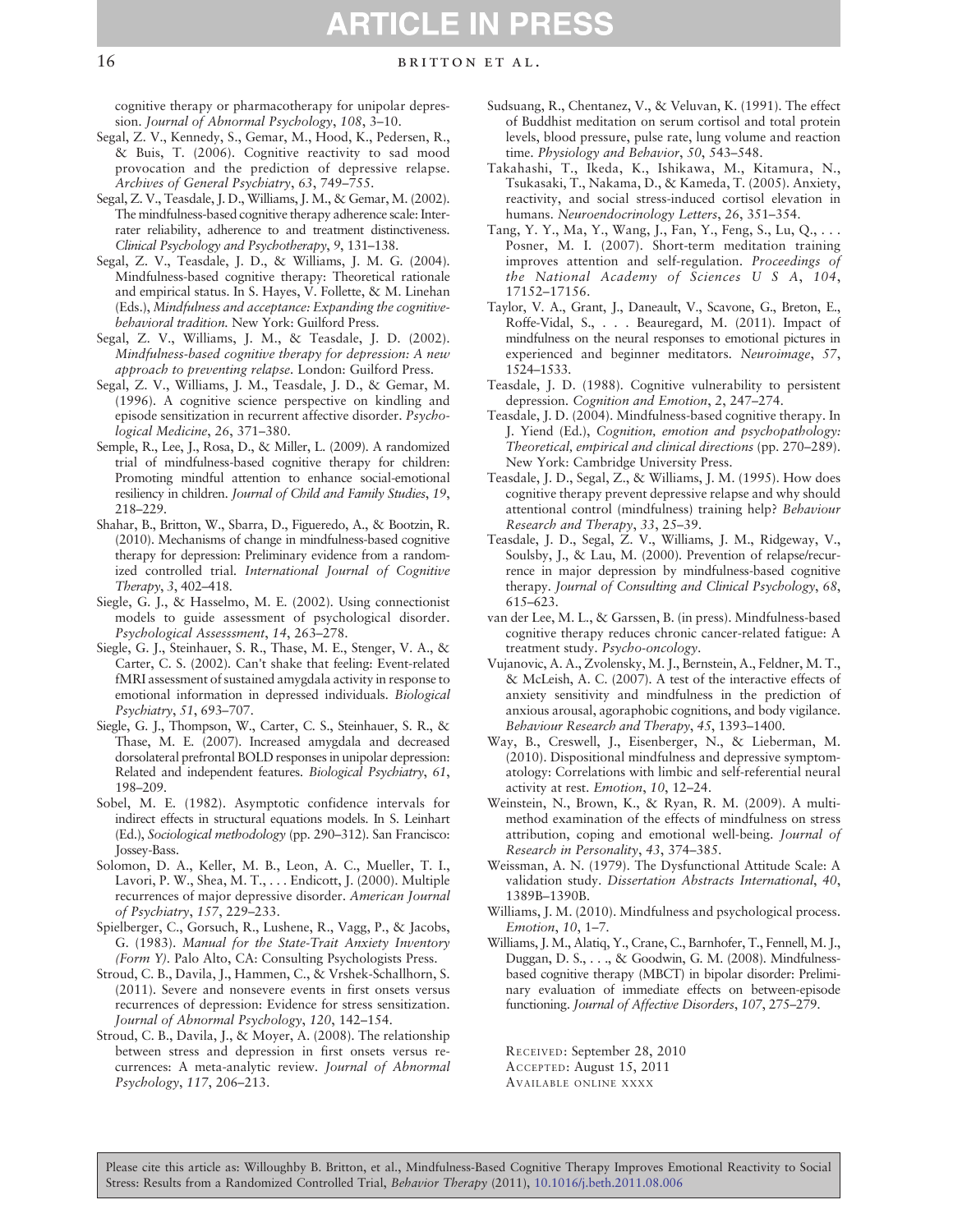cognitive therapy or pharmacotherapy for unipolar depression. *Journal of Abnormal Psychology*, *108*, 3–10.

Segal, Z. V., Kennedy, S., Gemar, M., Hood, K., Pedersen, R., & Buis, T. (2006). Cognitive reactivity to sad mood provocation and the prediction of depressive relapse. *Archives of General Psychiatry*, *63*, 749–755.

Segal, Z. V., Teasdale, J. D., Williams, J. M., & Gemar, M. (2002). The mindfulness-based cognitive therapy adherence scale: Inter-rater reliability, adherence to and treatment distinctiveness. *Clinical Psychology and Psychotherapy*, *9*, 131–138.

Segal, Z. V., Teasdale, J. D., & Williams, J. M. G. (2004). Mindfulness-based cognitive therapy: Theoretical rationale and empirical status. In S. Hayes, V. Follette, & M. Linehan (Eds.), *Mindfulness and acceptance: Expanding the cognitive-behavioral tradition*. New York: Guilford Press.

Segal, Z. V., Williams, J. M., & Teasdale, J. D. (2002). *Mindfulness-based cognitive therapy for depression: A new approach to preventing relapse*. London: Guilford Press.

Segal, Z. V., Williams, J. M., Teasdale, J. D., & Gemar, M. (1996). A cognitive science perspective on kindling and episode sensitization in recurrent affective disorder. *Psychological Medicine*, *26*, 371–380.

Semple, R., Lee, J., Rosa, D., & Miller, L. (2009). A randomized trial of mindfulness-based cognitive therapy for children: Promoting mindful attention to enhance social-emotional resiliency in children. *Journal of Child and Family Studies*, *19*, 218–229.

Shahar, B., Britton, W., Sbarra, D., Figueredo, A., & Bootzin, R. (2010). Mechanisms of change in mindfulness-based cognitive therapy for depression: Preliminary evidence from a randomized controlled trial. *International Journal of Cognitive Therapy*, *3*, 402–418.

Siegle, G. J., & Hasselmo, M. E. (2002). Using connectionist models to guide assessment of psychological disorder. *Psychological Assesssment*, *14*, 263–278.

Siegle, G. J., Steinhauer, S. R., Thase, M. E., Stenger, V. A., & Carter, C. S. (2002). Can't shake that feeling: Event-related fMRI assessment of sustained amygdala activity in response to emotional information in depressed individuals. *Biological Psychiatry*, *51*, 693–707.

Siegle, G. J., Thompson, W., Carter, C. S., Steinhauer, S. R., & Thase, M. E. (2007). Increased amygdala and decreased dorsolateral prefrontal BOLD responses in unipolar depression: Related and independent features. *Biological Psychiatry*, *61*, 198–209.

Sobel, M. E. (1982). Asymptotic confidence intervals for indirect effects in structural equations models. In S. Leinhart (Ed.), *Sociological methodology* (pp. 290–312). San Francisco: Jossey-Bass.

Solomon, D. A., Keller, M. B., Leon, A. C., Mueller, T. I., Lavori, P. W., Shea, M. T., . . . Endicott, J. (2000). Multiple recurrences of major depressive disorder. *American Journal of Psychiatry*, *157*, 229–233.

Spielberger, C., Gorsuch, R., Lushene, R., Vagg, P., & Jacobs, G. (1983). *Manual for the State-Trait Anxiety Inventory (Form Y)*. Palo Alto, CA: Consulting Psychologists Press.

Stroud, C. B., Davila, J., Hammen, C., & Vrshek-Schallhorn, S. (2011). Severe and nonsevere events in first onsets versus recurrences of depression: Evidence for stress sensitization. *Journal of Abnormal Psychology*, *120*, 142–154.

Stroud, C. B., Davila, J., & Moyer, A. (2008). The relationship between stress and depression in first onsets versus recurrences: A meta-analytic review. *Journal of Abnormal Psychology*, *117*, 206–213.

Sudsuang, R., Chentanez, V., & Veluvan, K. (1991). The effect of Buddhist meditation on serum cortisol and total protein levels, blood pressure, pulse rate, lung volume and reaction time. *Physiology and Behavior*, *50*, 543–548.

Takahashi, T., Ikeda, K., Ishikawa, M., Kitamura, N., Tsukasaki, T., Nakama, D., & Kameda, T. (2005). Anxiety, reactivity, and social stress-induced cortisol elevation in humans. *Neuroendocrinology Letters*, *26*, 351–354.

Tang, Y. Y., Ma, Y., Wang, J., Fan, Y., Feng, S., Lu, Q., . . . Posner, M. I. (2007). Short-term meditation training improves attention and self-regulation. *Proceedings of the National Academy of Sciences U S A*, *104*, 17152–17156.

Taylor, V. A., Grant, J., Daneault, V., Scavone, G., Breton, E., Roffe-Vidal, S., . . . Beauregard, M. (2011). Impact of mindfulness on the neural responses to emotional pictures in experienced and beginner meditators. *Neuroimage*, *57*, 1524–1533.

Teasdale, J. D. (1988). Cognitive vulnerability to persistent depression. *Cognition and Emotion*, *2*, 247–274.

Teasdale, J. D. (2004). Mindfulness-based cognitive therapy. In J. Yiend (Ed.), *Cognition, emotion and psychopathology: Theoretical, empirical and clinical directions* (pp. 270–289). New York: Cambridge University Press.

Teasdale, J. D., Segal, Z., & Williams, J. M. (1995). How does cognitive therapy prevent depressive relapse and why should attentional control (mindfulness) training help? *Behaviour Research and Therapy*, *33*, 25–39.

Teasdale, J. D., Segal, Z. V., Williams, J. M., Ridgeway, V., Soulsby, J., & Lau, M. (2000). Prevention of relapse/recurrence in major depression by mindfulness-based cognitive therapy. *Journal of Consulting and Clinical Psychology*, *68*, 615–623.

van der Lee, M. L., & Garssen, B. (in press). Mindfulness-based cognitive therapy reduces chronic cancer-related fatigue: A treatment study. *Psycho-oncology*.

Vujanovic, A. A., Zvolensky, M. J., Bernstein, A., Feldner, M. T., & McLeish, A. C. (2007). A test of the interactive effects of anxiety sensitivity and mindfulness in the prediction of anxious arousal, agoraphobic cognitions, and body vigilance. *Behaviour Research and Therapy*, *45*, 1393–1400.

Way, B., Creswell, J., Eisenberger, N., & Lieberman, M. (2010). Dispositional mindfulness and depressive symptomatology: Correlations with limbic and self-referential neural activity at rest. *Emotion*, *10*, 12–24.

Weinstein, N., Brown, K., & Ryan, R. M. (2009). A multi-method examination of the effects of mindfulness on stress attribution, coping and emotional well-being. *Journal of Research in Personality*, *43*, 374–385.

Weissman, A. N. (1979). The Dysfunctional Attitude Scale: A validation study. *Dissertation Abstracts International*, *40*, 1389B–1390B.

Williams, J. M. (2010). Mindfulness and psychological process. *Emotion*, *10*, 1–7.

Williams, J. M., Alatiq, Y., Crane, C., Barnhofer, T., Fennell, M. J., Duggan, D. S., . . ., & Goodwin, G. M. (2008). Mindfulness-based cognitive therapy (MBCT) in bipolar disorder: Preliminary evaluation of immediate effects on between-episode functioning. *Journal of Affective Disorders*, *107*, 275–279.

RECEIVED: September 28, 2010
ACCEPTED: August 15, 2011
AVAILABLE ONLINE XXXX